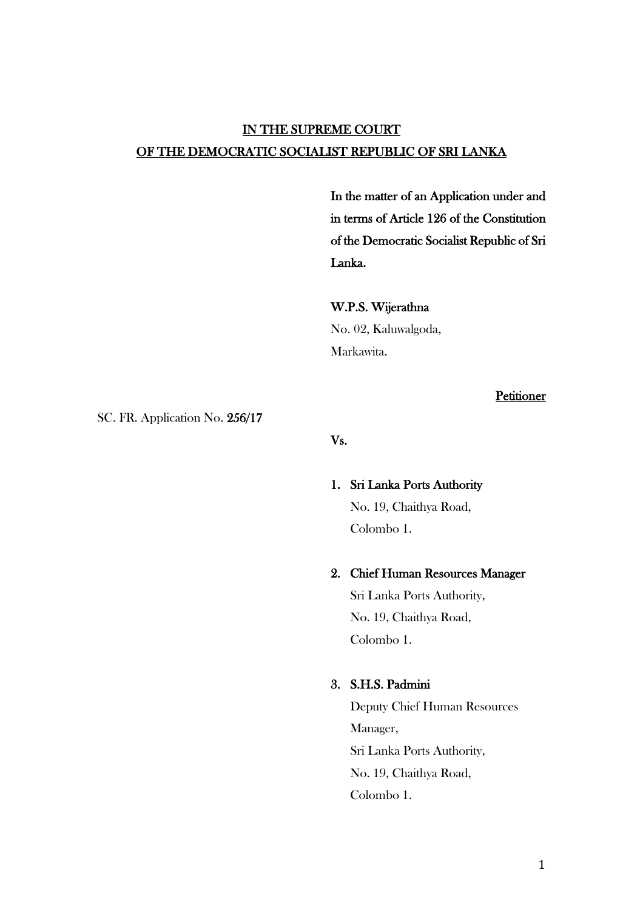**IN THE SUPREME COURT**
**OF THE DEMOCRATIC SOCIALIST REPUBLIC OF SRI LANKA**

**In the matter of an Application under and in terms of Article 126 of the Constitution of the Democratic Socialist Republic of Sri Lanka.**

**W.P.S. Wijerathna**
No. 02, Kaluwalgoda,
Markawita.

**Petitioner**

SC. FR. Application No. **256/17**

**Vs.**

1. **Sri Lanka Ports Authority**
   No. 19, Chaithya Road,
   Colombo 1.

2. **Chief Human Resources Manager**
   Sri Lanka Ports Authority,
   No. 19, Chaithya Road,
   Colombo 1.

3. **S.H.S. Padmini**
   Deputy Chief Human Resources Manager,
   Sri Lanka Ports Authority,
   No. 19, Chaithya Road,
   Colombo 1.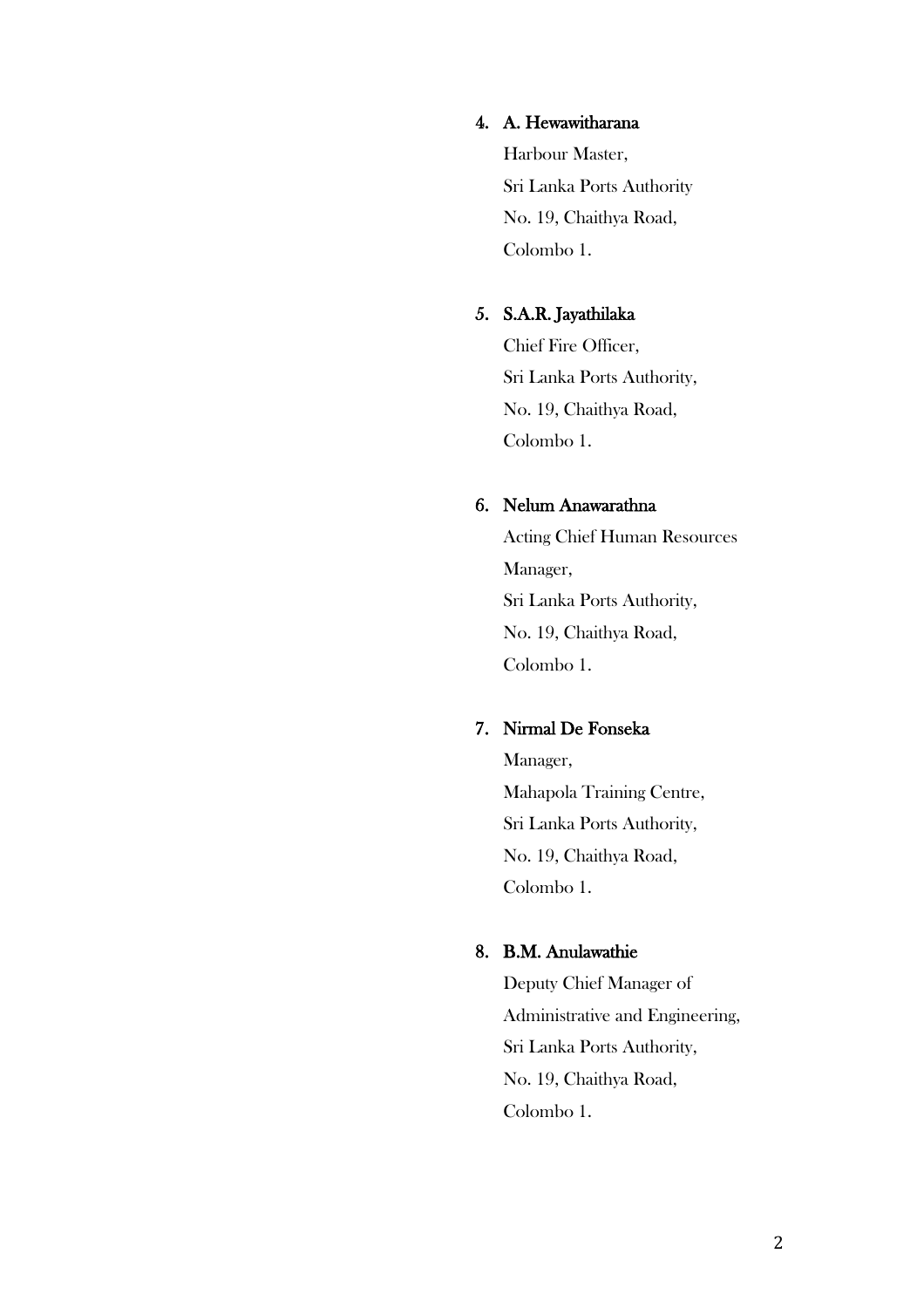4. **A. Hewawitharana**

   Harbour Master,
   Sri Lanka Ports Authority
   No. 19, Chaithya Road,
   Colombo 1.

5. **S.A.R. Jayathilaka**

   Chief Fire Officer,
   Sri Lanka Ports Authority,
   No. 19, Chaithya Road,
   Colombo 1.

6. **Nelum Anawarathna**

   Acting Chief Human Resources Manager,
   Sri Lanka Ports Authority,
   No. 19, Chaithya Road,
   Colombo 1.

7. **Nirmal De Fonseka**

   Manager,
   Mahapola Training Centre,
   Sri Lanka Ports Authority,
   No. 19, Chaithya Road,
   Colombo 1.

8. **B.M. Anulawathie**

   Deputy Chief Manager of Administrative and Engineering,
   Sri Lanka Ports Authority,
   No. 19, Chaithya Road,
   Colombo 1.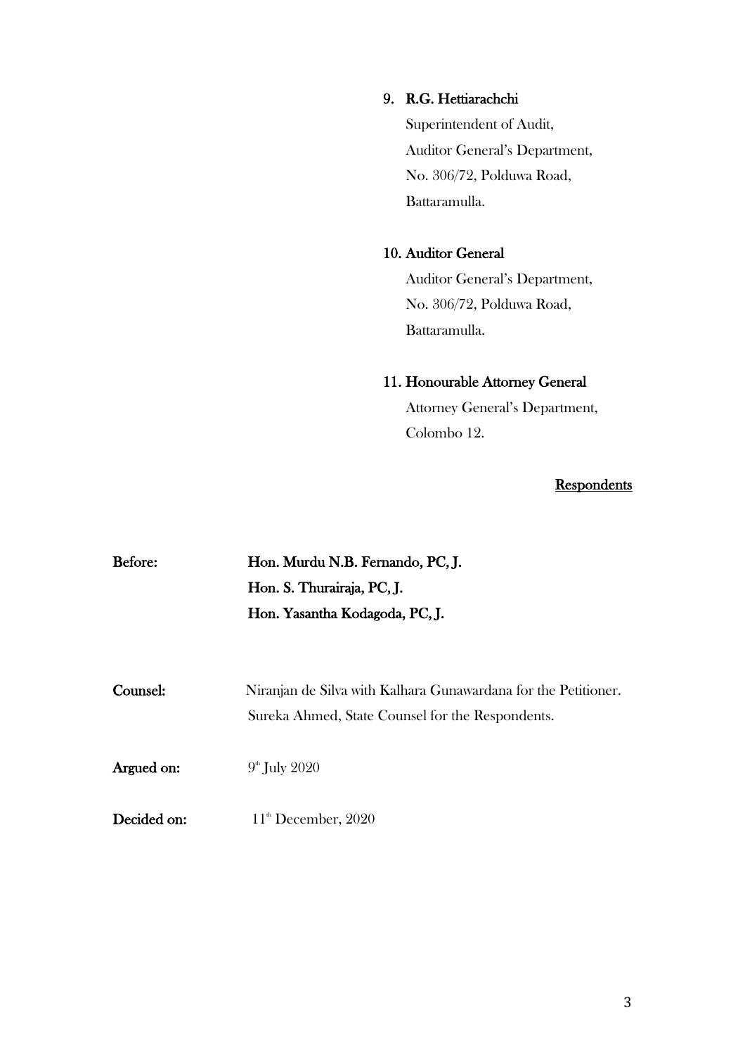9. **R.G. Hettiarachchi**

   Superintendent of Audit,

   Auditor General's Department,

   No. 306/72, Polduwa Road,

   Battaramulla.

10. **Auditor General**

    Auditor General's Department,

    No. 306/72, Polduwa Road,

    Battaramulla.

11. **Honourable Attorney General**

    Attorney General's Department,

    Colombo 12.

**Respondents**

**Before:** **Hon. Murdu N.B. Fernando, PC, J.**
**Hon. S. Thurairaja, PC, J.**
**Hon. Yasantha Kodagoda, PC, J.**

**Counsel:** Niranjan de Silva with Kalhara Gunawardana for the Petitioner.
Sureka Ahmed, State Counsel for the Respondents.

**Argued on:** 9th July 2020

**Decided on:** 11th December, 2020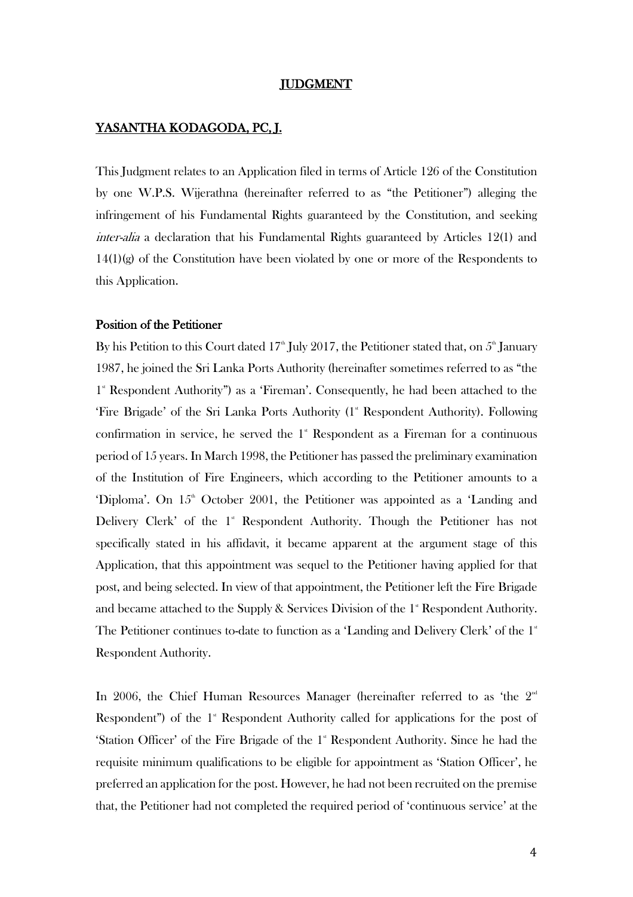## JUDGMENT

## YASANTHA KODAGODA, PC, J.

This Judgment relates to an Application filed in terms of Article 126 of the Constitution by one W.P.S. Wijerathna (hereinafter referred to as "the Petitioner") alleging the infringement of his Fundamental Rights guaranteed by the Constitution, and seeking *inter-alia* a declaration that his Fundamental Rights guaranteed by Articles 12(1) and 14(1)(g) of the Constitution have been violated by one or more of the Respondents to this Application.

**Position of the Petitioner**

By his Petition to this Court dated 17th July 2017, the Petitioner stated that, on 5th January 1987, he joined the Sri Lanka Ports Authority (hereinafter sometimes referred to as "the 1st Respondent Authority") as a 'Fireman'. Consequently, he had been attached to the 'Fire Brigade' of the Sri Lanka Ports Authority (1st Respondent Authority). Following confirmation in service, he served the 1st Respondent as a Fireman for a continuous period of 15 years. In March 1998, the Petitioner has passed the preliminary examination of the Institution of Fire Engineers, which according to the Petitioner amounts to a 'Diploma'. On 15th October 2001, the Petitioner was appointed as a 'Landing and Delivery Clerk' of the 1st Respondent Authority. Though the Petitioner has not specifically stated in his affidavit, it became apparent at the argument stage of this Application, that this appointment was sequel to the Petitioner having applied for that post, and being selected. In view of that appointment, the Petitioner left the Fire Brigade and became attached to the Supply & Services Division of the 1st Respondent Authority. The Petitioner continues to-date to function as a 'Landing and Delivery Clerk' of the 1st Respondent Authority.

In 2006, the Chief Human Resources Manager (hereinafter referred to as 'the 2nd Respondent") of the 1st Respondent Authority called for applications for the post of 'Station Officer' of the Fire Brigade of the 1st Respondent Authority. Since he had the requisite minimum qualifications to be eligible for appointment as 'Station Officer', he preferred an application for the post. However, he had not been recruited on the premise that, the Petitioner had not completed the required period of 'continuous service' at the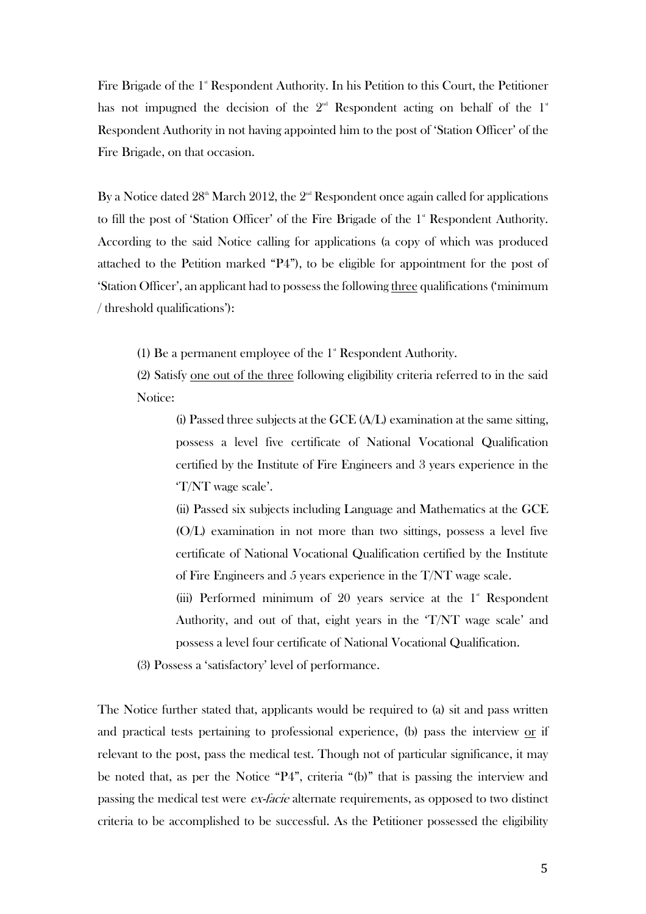Fire Brigade of the 1st Respondent Authority. In his Petition to this Court, the Petitioner has not impugned the decision of the 2nd Respondent acting on behalf of the 1st Respondent Authority in not having appointed him to the post of 'Station Officer' of the Fire Brigade, on that occasion.

By a Notice dated 28th March 2012, the 2nd Respondent once again called for applications to fill the post of 'Station Officer' of the Fire Brigade of the 1st Respondent Authority. According to the said Notice calling for applications (a copy of which was produced attached to the Petition marked "P4"), to be eligible for appointment for the post of 'Station Officer', an applicant had to possess the following <u>three</u> qualifications ('minimum / threshold qualifications'):

(1) Be a permanent employee of the 1st Respondent Authority.

(2) Satisfy <u>one out of the three</u> following eligibility criteria referred to in the said Notice:

> (i) Passed three subjects at the GCE (A/L) examination at the same sitting, possess a level five certificate of National Vocational Qualification certified by the Institute of Fire Engineers and 3 years experience in the 'T/NT wage scale'.
>
> (ii) Passed six subjects including Language and Mathematics at the GCE (O/L) examination in not more than two sittings, possess a level five certificate of National Vocational Qualification certified by the Institute of Fire Engineers and 5 years experience in the T/NT wage scale.
>
> (iii) Performed minimum of 20 years service at the 1st Respondent Authority, and out of that, eight years in the 'T/NT wage scale' and possess a level four certificate of National Vocational Qualification.

(3) Possess a 'satisfactory' level of performance.

The Notice further stated that, applicants would be required to (a) sit and pass written and practical tests pertaining to professional experience, (b) pass the interview <u>or</u> if relevant to the post, pass the medical test. Though not of particular significance, it may be noted that, as per the Notice "P4", criteria "(b)" that is passing the interview and passing the medical test were *ex-facie* alternate requirements, as opposed to two distinct criteria to be accomplished to be successful. As the Petitioner possessed the eligibility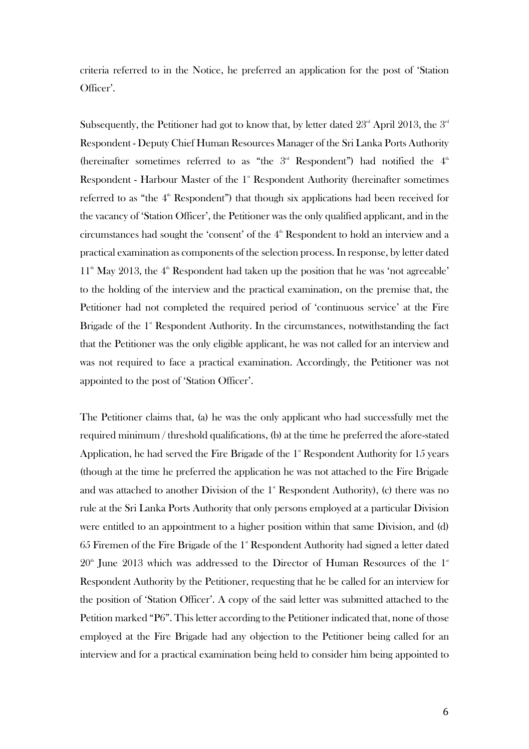criteria referred to in the Notice, he preferred an application for the post of 'Station Officer'.

Subsequently, the Petitioner had got to know that, by letter dated 23rd April 2013, the 3rd Respondent - Deputy Chief Human Resources Manager of the Sri Lanka Ports Authority (hereinafter sometimes referred to as "the 3rd Respondent") had notified the 4th Respondent - Harbour Master of the 1st Respondent Authority (hereinafter sometimes referred to as "the 4th Respondent") that though six applications had been received for the vacancy of 'Station Officer', the Petitioner was the only qualified applicant, and in the circumstances had sought the 'consent' of the 4th Respondent to hold an interview and a practical examination as components of the selection process. In response, by letter dated 11th May 2013, the 4th Respondent had taken up the position that he was 'not agreeable' to the holding of the interview and the practical examination, on the premise that, the Petitioner had not completed the required period of 'continuous service' at the Fire Brigade of the 1st Respondent Authority. In the circumstances, notwithstanding the fact that the Petitioner was the only eligible applicant, he was not called for an interview and was not required to face a practical examination. Accordingly, the Petitioner was not appointed to the post of 'Station Officer'.

The Petitioner claims that, (a) he was the only applicant who had successfully met the required minimum / threshold qualifications, (b) at the time he preferred the afore-stated Application, he had served the Fire Brigade of the 1st Respondent Authority for 15 years (though at the time he preferred the application he was not attached to the Fire Brigade and was attached to another Division of the 1st Respondent Authority), (c) there was no rule at the Sri Lanka Ports Authority that only persons employed at a particular Division were entitled to an appointment to a higher position within that same Division, and (d) 65 Firemen of the Fire Brigade of the 1st Respondent Authority had signed a letter dated 20th June 2013 which was addressed to the Director of Human Resources of the 1st Respondent Authority by the Petitioner, requesting that he be called for an interview for the position of 'Station Officer'. A copy of the said letter was submitted attached to the Petition marked "P6". This letter according to the Petitioner indicated that, none of those employed at the Fire Brigade had any objection to the Petitioner being called for an interview and for a practical examination being held to consider him being appointed to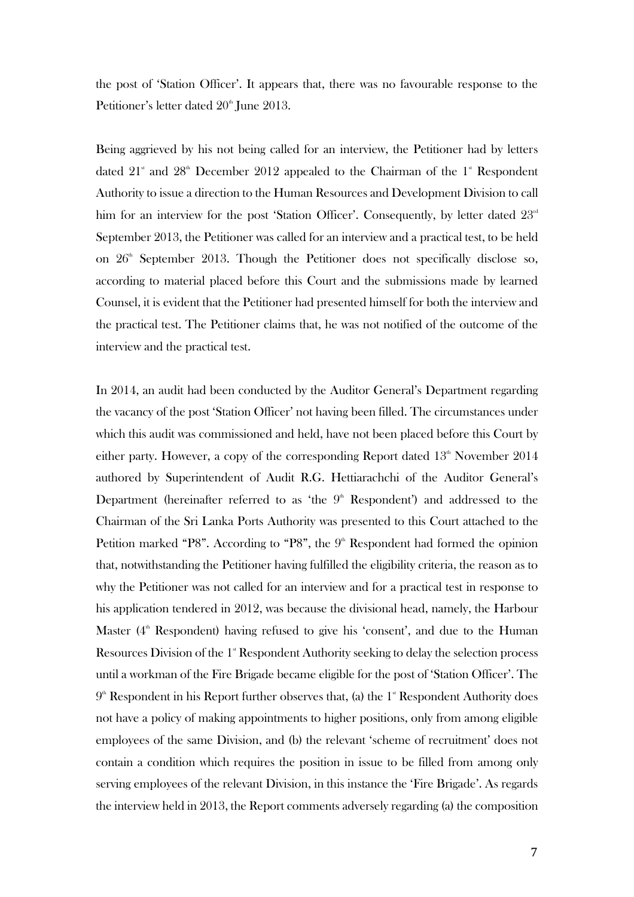the post of 'Station Officer'. It appears that, there was no favourable response to the Petitioner's letter dated 20th June 2013.

Being aggrieved by his not being called for an interview, the Petitioner had by letters dated 21st and 28th December 2012 appealed to the Chairman of the 1st Respondent Authority to issue a direction to the Human Resources and Development Division to call him for an interview for the post 'Station Officer'. Consequently, by letter dated 23rd September 2013, the Petitioner was called for an interview and a practical test, to be held on 26th September 2013. Though the Petitioner does not specifically disclose so, according to material placed before this Court and the submissions made by learned Counsel, it is evident that the Petitioner had presented himself for both the interview and the practical test. The Petitioner claims that, he was not notified of the outcome of the interview and the practical test.

In 2014, an audit had been conducted by the Auditor General's Department regarding the vacancy of the post 'Station Officer' not having been filled. The circumstances under which this audit was commissioned and held, have not been placed before this Court by either party. However, a copy of the corresponding Report dated 13th November 2014 authored by Superintendent of Audit R.G. Hettiarachchi of the Auditor General's Department (hereinafter referred to as 'the 9th Respondent') and addressed to the Chairman of the Sri Lanka Ports Authority was presented to this Court attached to the Petition marked "P8". According to "P8", the 9th Respondent had formed the opinion that, notwithstanding the Petitioner having fulfilled the eligibility criteria, the reason as to why the Petitioner was not called for an interview and for a practical test in response to his application tendered in 2012, was because the divisional head, namely, the Harbour Master (4th Respondent) having refused to give his 'consent', and due to the Human Resources Division of the 1st Respondent Authority seeking to delay the selection process until a workman of the Fire Brigade became eligible for the post of 'Station Officer'. The 9th Respondent in his Report further observes that, (a) the 1st Respondent Authority does not have a policy of making appointments to higher positions, only from among eligible employees of the same Division, and (b) the relevant 'scheme of recruitment' does not contain a condition which requires the position in issue to be filled from among only serving employees of the relevant Division, in this instance the 'Fire Brigade'. As regards the interview held in 2013, the Report comments adversely regarding (a) the composition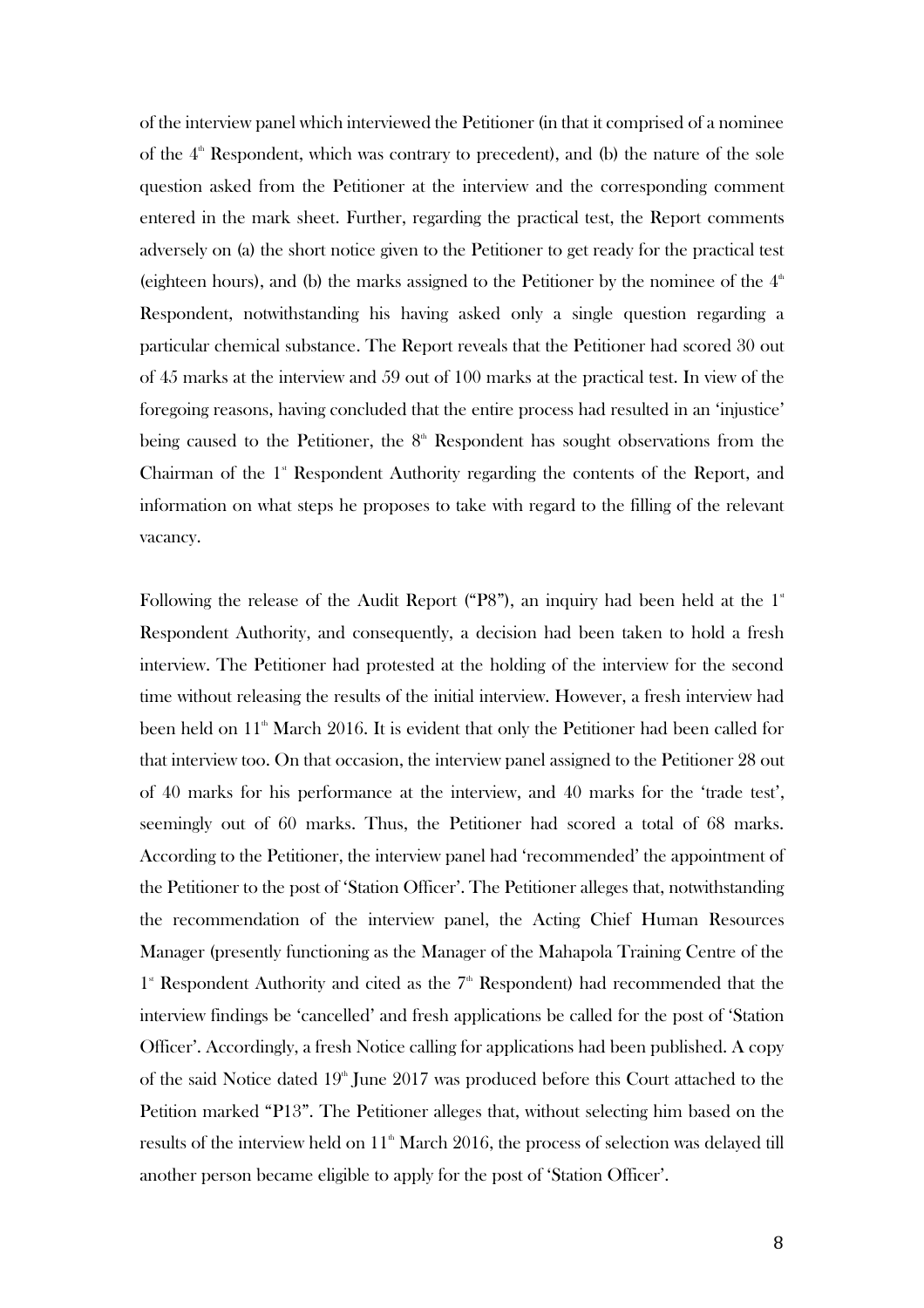of the interview panel which interviewed the Petitioner (in that it comprised of a nominee of the 4th Respondent, which was contrary to precedent), and (b) the nature of the sole question asked from the Petitioner at the interview and the corresponding comment entered in the mark sheet. Further, regarding the practical test, the Report comments adversely on (a) the short notice given to the Petitioner to get ready for the practical test (eighteen hours), and (b) the marks assigned to the Petitioner by the nominee of the 4th Respondent, notwithstanding his having asked only a single question regarding a particular chemical substance. The Report reveals that the Petitioner had scored 30 out of 45 marks at the interview and 59 out of 100 marks at the practical test. In view of the foregoing reasons, having concluded that the entire process had resulted in an 'injustice' being caused to the Petitioner, the 8th Respondent has sought observations from the Chairman of the 1st Respondent Authority regarding the contents of the Report, and information on what steps he proposes to take with regard to the filling of the relevant vacancy.

Following the release of the Audit Report ("P8"), an inquiry had been held at the 1st Respondent Authority, and consequently, a decision had been taken to hold a fresh interview. The Petitioner had protested at the holding of the interview for the second time without releasing the results of the initial interview. However, a fresh interview had been held on 11th March 2016. It is evident that only the Petitioner had been called for that interview too. On that occasion, the interview panel assigned to the Petitioner 28 out of 40 marks for his performance at the interview, and 40 marks for the 'trade test', seemingly out of 60 marks. Thus, the Petitioner had scored a total of 68 marks. According to the Petitioner, the interview panel had 'recommended' the appointment of the Petitioner to the post of 'Station Officer'. The Petitioner alleges that, notwithstanding the recommendation of the interview panel, the Acting Chief Human Resources Manager (presently functioning as the Manager of the Mahapola Training Centre of the 1st Respondent Authority and cited as the 7th Respondent) had recommended that the interview findings be 'cancelled' and fresh applications be called for the post of 'Station Officer'. Accordingly, a fresh Notice calling for applications had been published. A copy of the said Notice dated 19th June 2017 was produced before this Court attached to the Petition marked "P13". The Petitioner alleges that, without selecting him based on the results of the interview held on 11th March 2016, the process of selection was delayed till another person became eligible to apply for the post of 'Station Officer'.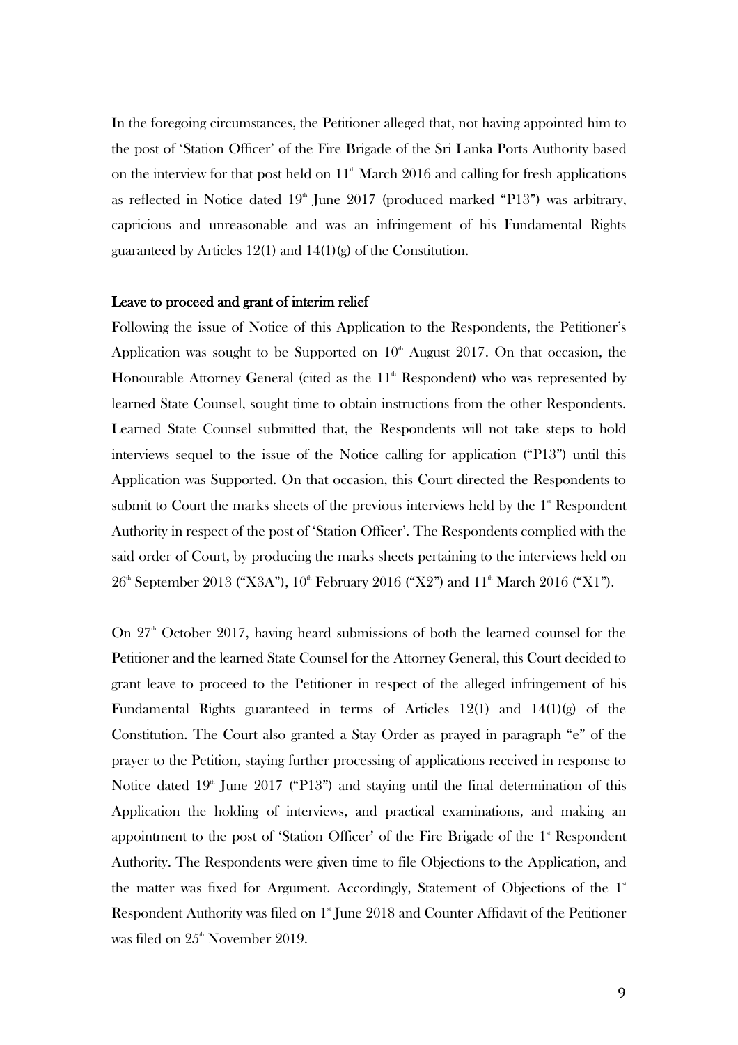In the foregoing circumstances, the Petitioner alleged that, not having appointed him to the post of 'Station Officer' of the Fire Brigade of the Sri Lanka Ports Authority based on the interview for that post held on 11th March 2016 and calling for fresh applications as reflected in Notice dated 19th June 2017 (produced marked "P13") was arbitrary, capricious and unreasonable and was an infringement of his Fundamental Rights guaranteed by Articles 12(1) and 14(1)(g) of the Constitution.

**Leave to proceed and grant of interim relief**

Following the issue of Notice of this Application to the Respondents, the Petitioner's Application was sought to be Supported on 10th August 2017. On that occasion, the Honourable Attorney General (cited as the 11th Respondent) who was represented by learned State Counsel, sought time to obtain instructions from the other Respondents. Learned State Counsel submitted that, the Respondents will not take steps to hold interviews sequel to the issue of the Notice calling for application ("P13") until this Application was Supported. On that occasion, this Court directed the Respondents to submit to Court the marks sheets of the previous interviews held by the 1st Respondent Authority in respect of the post of 'Station Officer'. The Respondents complied with the said order of Court, by producing the marks sheets pertaining to the interviews held on 26th September 2013 ("X3A"), 10th February 2016 ("X2") and 11th March 2016 ("X1").

On 27th October 2017, having heard submissions of both the learned counsel for the Petitioner and the learned State Counsel for the Attorney General, this Court decided to grant leave to proceed to the Petitioner in respect of the alleged infringement of his Fundamental Rights guaranteed in terms of Articles 12(1) and 14(1)(g) of the Constitution. The Court also granted a Stay Order as prayed in paragraph "e" of the prayer to the Petition, staying further processing of applications received in response to Notice dated 19th June 2017 ("P13") and staying until the final determination of this Application the holding of interviews, and practical examinations, and making an appointment to the post of 'Station Officer' of the Fire Brigade of the 1st Respondent Authority. The Respondents were given time to file Objections to the Application, and the matter was fixed for Argument. Accordingly, Statement of Objections of the 1st Respondent Authority was filed on 1st June 2018 and Counter Affidavit of the Petitioner was filed on 25th November 2019.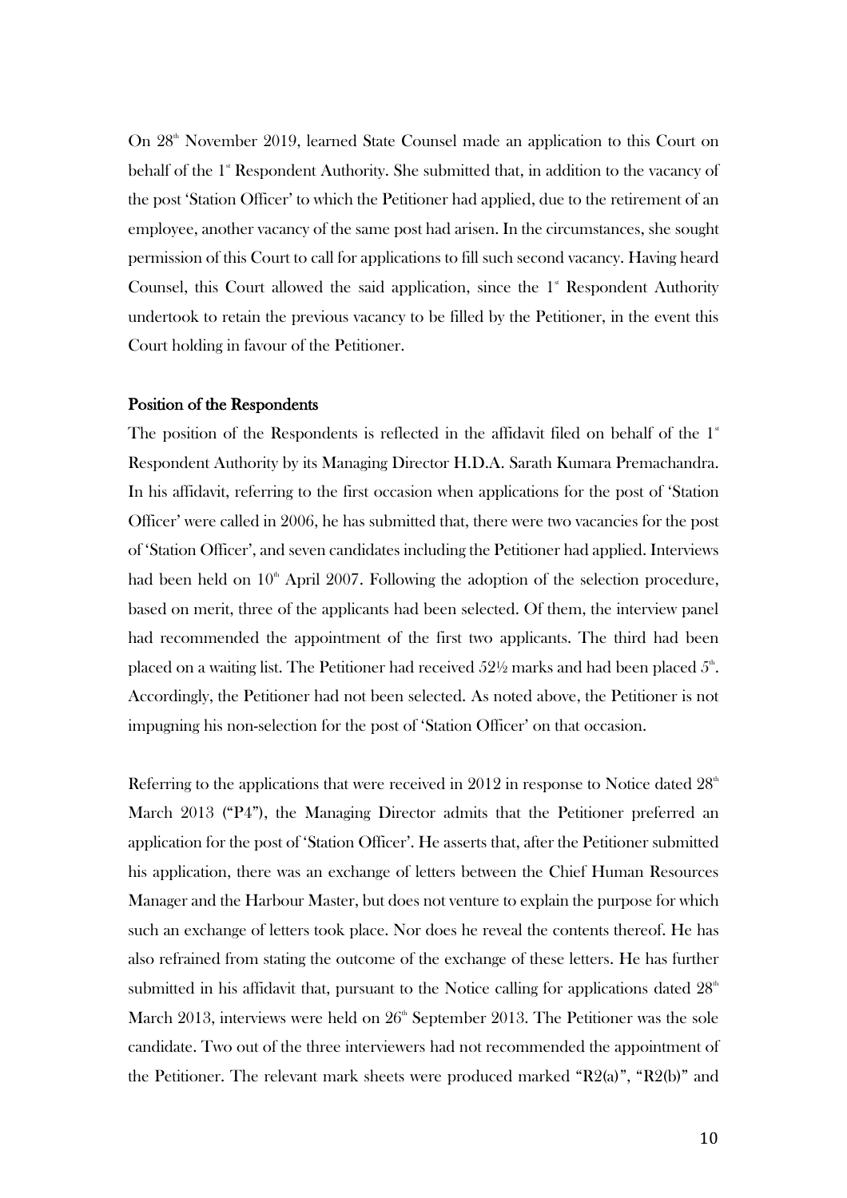On 28th November 2019, learned State Counsel made an application to this Court on behalf of the 1st Respondent Authority. She submitted that, in addition to the vacancy of the post 'Station Officer' to which the Petitioner had applied, due to the retirement of an employee, another vacancy of the same post had arisen. In the circumstances, she sought permission of this Court to call for applications to fill such second vacancy. Having heard Counsel, this Court allowed the said application, since the 1st Respondent Authority undertook to retain the previous vacancy to be filled by the Petitioner, in the event this Court holding in favour of the Petitioner.

**Position of the Respondents**

The position of the Respondents is reflected in the affidavit filed on behalf of the 1st Respondent Authority by its Managing Director H.D.A. Sarath Kumara Premachandra. In his affidavit, referring to the first occasion when applications for the post of 'Station Officer' were called in 2006, he has submitted that, there were two vacancies for the post of 'Station Officer', and seven candidates including the Petitioner had applied. Interviews had been held on 10th April 2007. Following the adoption of the selection procedure, based on merit, three of the applicants had been selected. Of them, the interview panel had recommended the appointment of the first two applicants. The third had been placed on a waiting list. The Petitioner had received 52½ marks and had been placed 5th. Accordingly, the Petitioner had not been selected. As noted above, the Petitioner is not impugning his non-selection for the post of 'Station Officer' on that occasion.

Referring to the applications that were received in 2012 in response to Notice dated 28th March 2013 ("P4"), the Managing Director admits that the Petitioner preferred an application for the post of 'Station Officer'. He asserts that, after the Petitioner submitted his application, there was an exchange of letters between the Chief Human Resources Manager and the Harbour Master, but does not venture to explain the purpose for which such an exchange of letters took place. Nor does he reveal the contents thereof. He has also refrained from stating the outcome of the exchange of these letters. He has further submitted in his affidavit that, pursuant to the Notice calling for applications dated 28th March 2013, interviews were held on 26th September 2013. The Petitioner was the sole candidate. Two out of the three interviewers had not recommended the appointment of the Petitioner. The relevant mark sheets were produced marked "R2(a)", "R2(b)" and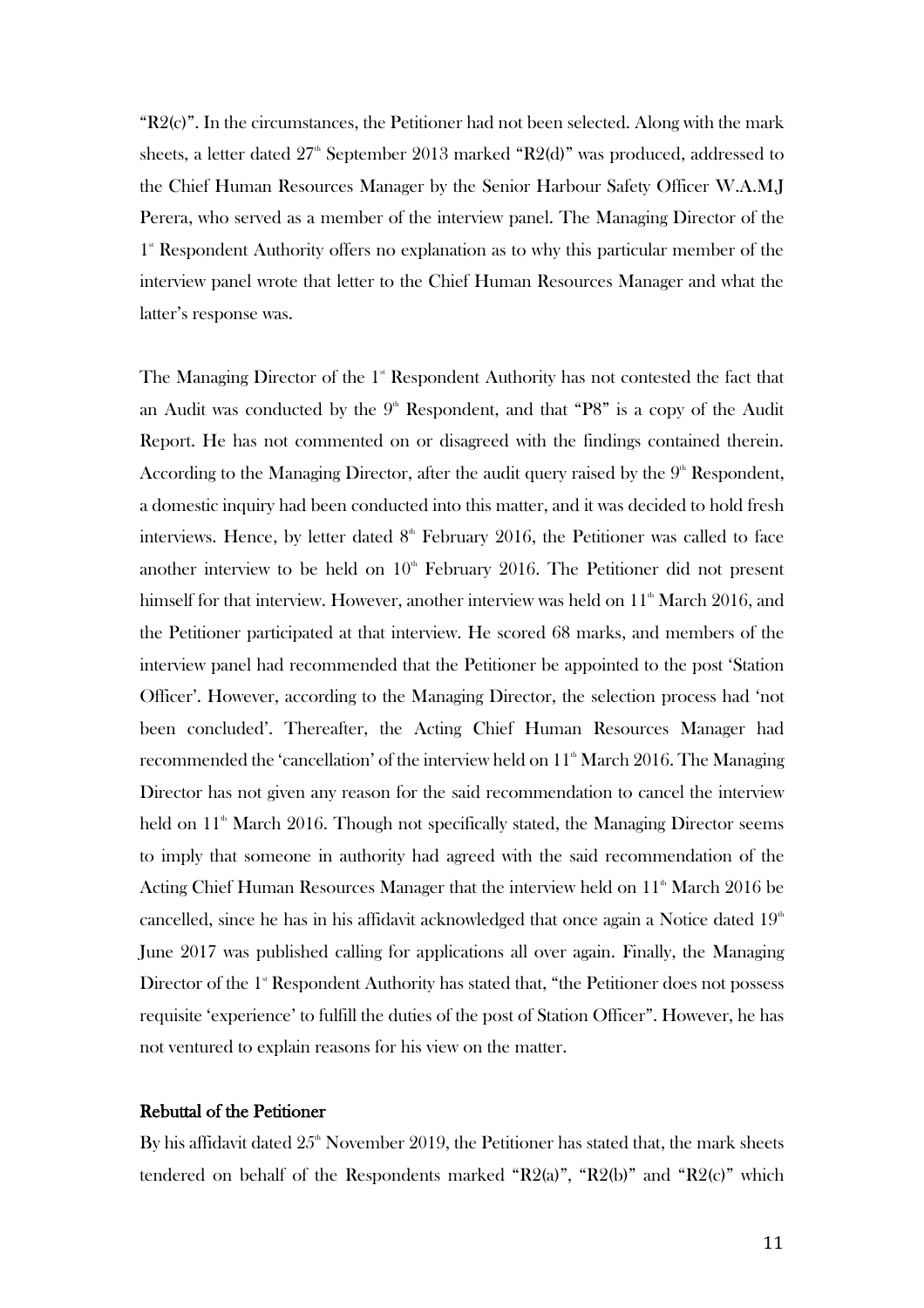"R2(c)". In the circumstances, the Petitioner had not been selected. Along with the mark sheets, a letter dated 27th September 2013 marked "R2(d)" was produced, addressed to the Chief Human Resources Manager by the Senior Harbour Safety Officer W.A.M.J Perera, who served as a member of the interview panel. The Managing Director of the 1st Respondent Authority offers no explanation as to why this particular member of the interview panel wrote that letter to the Chief Human Resources Manager and what the latter's response was.

The Managing Director of the 1st Respondent Authority has not contested the fact that an Audit was conducted by the 9th Respondent, and that "P8" is a copy of the Audit Report. He has not commented on or disagreed with the findings contained therein. According to the Managing Director, after the audit query raised by the 9th Respondent, a domestic inquiry had been conducted into this matter, and it was decided to hold fresh interviews. Hence, by letter dated 8th February 2016, the Petitioner was called to face another interview to be held on 10th February 2016. The Petitioner did not present himself for that interview. However, another interview was held on 11th March 2016, and the Petitioner participated at that interview. He scored 68 marks, and members of the interview panel had recommended that the Petitioner be appointed to the post 'Station Officer'. However, according to the Managing Director, the selection process had 'not been concluded'. Thereafter, the Acting Chief Human Resources Manager had recommended the 'cancellation' of the interview held on 11th March 2016. The Managing Director has not given any reason for the said recommendation to cancel the interview held on 11th March 2016. Though not specifically stated, the Managing Director seems to imply that someone in authority had agreed with the said recommendation of the Acting Chief Human Resources Manager that the interview held on 11th March 2016 be cancelled, since he has in his affidavit acknowledged that once again a Notice dated 19th June 2017 was published calling for applications all over again. Finally, the Managing Director of the 1st Respondent Authority has stated that, "the Petitioner does not possess requisite 'experience' to fulfill the duties of the post of Station Officer". However, he has not ventured to explain reasons for his view on the matter.

**Rebuttal of the Petitioner**

By his affidavit dated 25th November 2019, the Petitioner has stated that, the mark sheets tendered on behalf of the Respondents marked "R2(a)", "R2(b)" and "R2(c)" which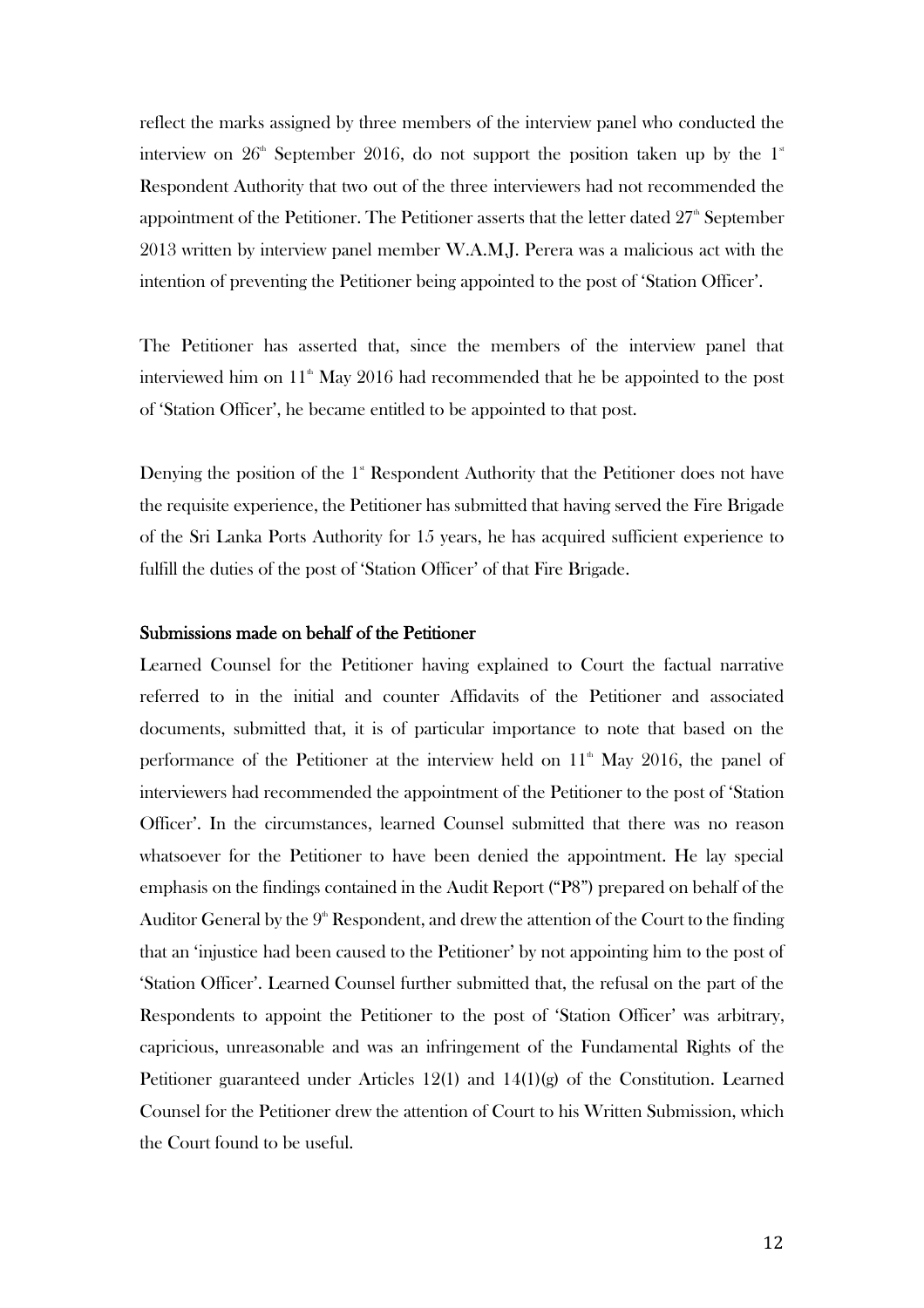reflect the marks assigned by three members of the interview panel who conducted the interview on 26th September 2016, do not support the position taken up by the 1st Respondent Authority that two out of the three interviewers had not recommended the appointment of the Petitioner. The Petitioner asserts that the letter dated 27th September 2013 written by interview panel member W.A.M.J. Perera was a malicious act with the intention of preventing the Petitioner being appointed to the post of 'Station Officer'.

The Petitioner has asserted that, since the members of the interview panel that interviewed him on 11th May 2016 had recommended that he be appointed to the post of 'Station Officer', he became entitled to be appointed to that post.

Denying the position of the 1st Respondent Authority that the Petitioner does not have the requisite experience, the Petitioner has submitted that having served the Fire Brigade of the Sri Lanka Ports Authority for 15 years, he has acquired sufficient experience to fulfill the duties of the post of 'Station Officer' of that Fire Brigade.

**Submissions made on behalf of the Petitioner**

Learned Counsel for the Petitioner having explained to Court the factual narrative referred to in the initial and counter Affidavits of the Petitioner and associated documents, submitted that, it is of particular importance to note that based on the performance of the Petitioner at the interview held on 11th May 2016, the panel of interviewers had recommended the appointment of the Petitioner to the post of 'Station Officer'. In the circumstances, learned Counsel submitted that there was no reason whatsoever for the Petitioner to have been denied the appointment. He lay special emphasis on the findings contained in the Audit Report ("P8") prepared on behalf of the Auditor General by the 9th Respondent, and drew the attention of the Court to the finding that an 'injustice had been caused to the Petitioner' by not appointing him to the post of 'Station Officer'. Learned Counsel further submitted that, the refusal on the part of the Respondents to appoint the Petitioner to the post of 'Station Officer' was arbitrary, capricious, unreasonable and was an infringement of the Fundamental Rights of the Petitioner guaranteed under Articles 12(1) and 14(1)(g) of the Constitution. Learned Counsel for the Petitioner drew the attention of Court to his Written Submission, which the Court found to be useful.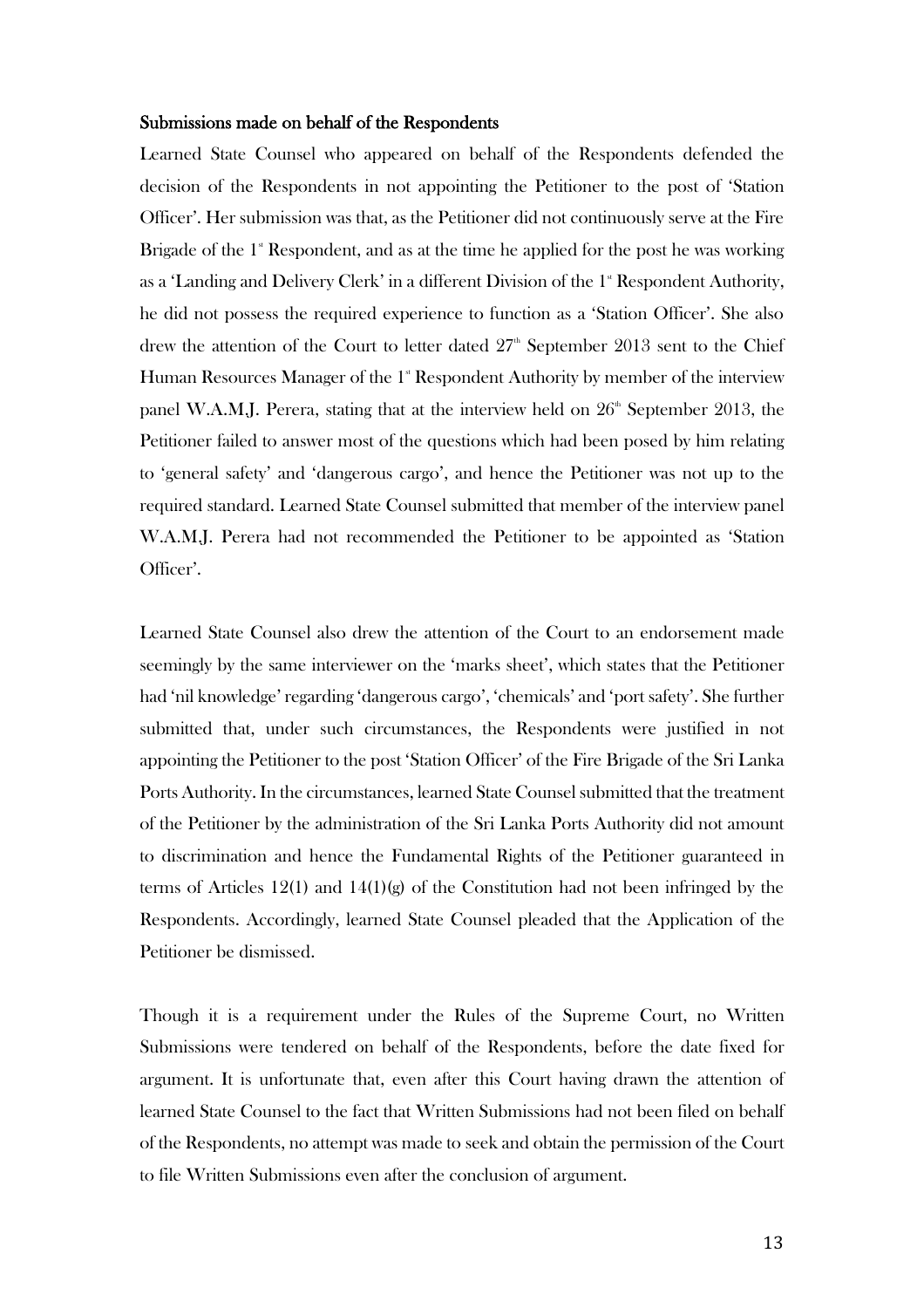### Submissions made on behalf of the Respondents

Learned State Counsel who appeared on behalf of the Respondents defended the decision of the Respondents in not appointing the Petitioner to the post of 'Station Officer'. Her submission was that, as the Petitioner did not continuously serve at the Fire Brigade of the 1st Respondent, and as at the time he applied for the post he was working as a 'Landing and Delivery Clerk' in a different Division of the 1st Respondent Authority, he did not possess the required experience to function as a 'Station Officer'. She also drew the attention of the Court to letter dated 27th September 2013 sent to the Chief Human Resources Manager of the 1st Respondent Authority by member of the interview panel W.A.M.J. Perera, stating that at the interview held on 26th September 2013, the Petitioner failed to answer most of the questions which had been posed by him relating to 'general safety' and 'dangerous cargo', and hence the Petitioner was not up to the required standard. Learned State Counsel submitted that member of the interview panel W.A.M.J. Perera had not recommended the Petitioner to be appointed as 'Station Officer'.

Learned State Counsel also drew the attention of the Court to an endorsement made seemingly by the same interviewer on the 'marks sheet', which states that the Petitioner had 'nil knowledge' regarding 'dangerous cargo', 'chemicals' and 'port safety'. She further submitted that, under such circumstances, the Respondents were justified in not appointing the Petitioner to the post 'Station Officer' of the Fire Brigade of the Sri Lanka Ports Authority. In the circumstances, learned State Counsel submitted that the treatment of the Petitioner by the administration of the Sri Lanka Ports Authority did not amount to discrimination and hence the Fundamental Rights of the Petitioner guaranteed in terms of Articles 12(1) and 14(1)(g) of the Constitution had not been infringed by the Respondents. Accordingly, learned State Counsel pleaded that the Application of the Petitioner be dismissed.

Though it is a requirement under the Rules of the Supreme Court, no Written Submissions were tendered on behalf of the Respondents, before the date fixed for argument. It is unfortunate that, even after this Court having drawn the attention of learned State Counsel to the fact that Written Submissions had not been filed on behalf of the Respondents, no attempt was made to seek and obtain the permission of the Court to file Written Submissions even after the conclusion of argument.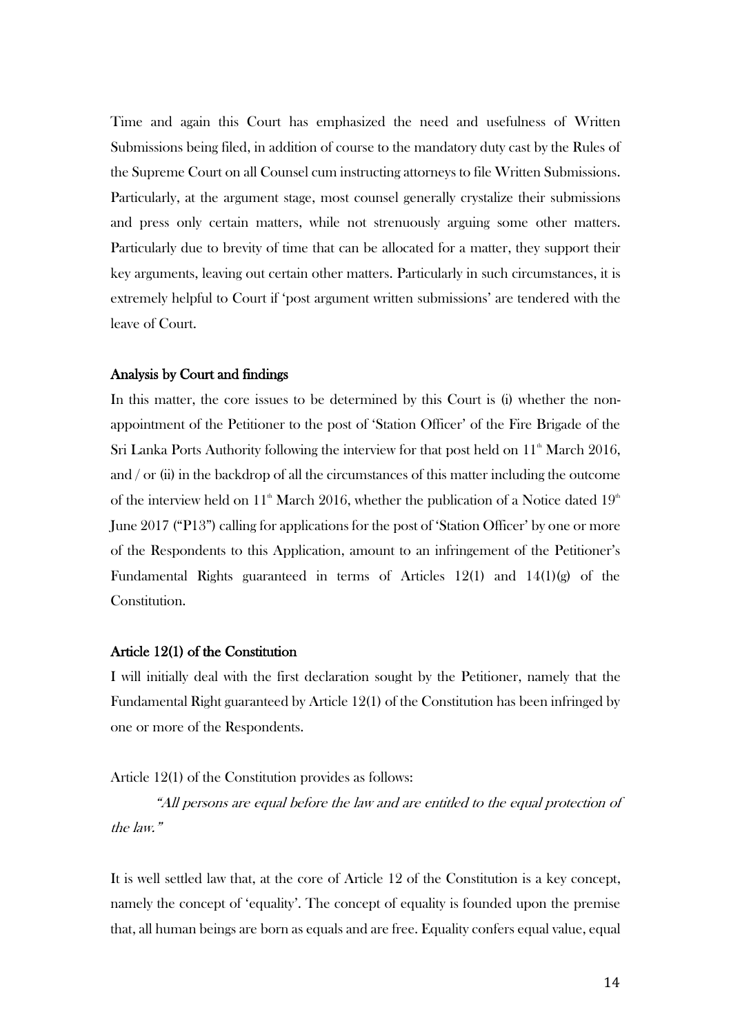Time and again this Court has emphasized the need and usefulness of Written Submissions being filed, in addition of course to the mandatory duty cast by the Rules of the Supreme Court on all Counsel cum instructing attorneys to file Written Submissions. Particularly, at the argument stage, most counsel generally crystalize their submissions and press only certain matters, while not strenuously arguing some other matters. Particularly due to brevity of time that can be allocated for a matter, they support their key arguments, leaving out certain other matters. Particularly in such circumstances, it is extremely helpful to Court if 'post argument written submissions' are tendered with the leave of Court.

**Analysis by Court and findings**

In this matter, the core issues to be determined by this Court is (i) whether the non-appointment of the Petitioner to the post of 'Station Officer' of the Fire Brigade of the Sri Lanka Ports Authority following the interview for that post held on 11th March 2016, and / or (ii) in the backdrop of all the circumstances of this matter including the outcome of the interview held on 11th March 2016, whether the publication of a Notice dated 19th June 2017 ("P13") calling for applications for the post of 'Station Officer' by one or more of the Respondents to this Application, amount to an infringement of the Petitioner's Fundamental Rights guaranteed in terms of Articles 12(1) and 14(1)(g) of the Constitution.

**Article 12(1) of the Constitution**

I will initially deal with the first declaration sought by the Petitioner, namely that the Fundamental Right guaranteed by Article 12(1) of the Constitution has been infringed by one or more of the Respondents.

Article 12(1) of the Constitution provides as follows:

> *"All persons are equal before the law and are entitled to the equal protection of the law."*

It is well settled law that, at the core of Article 12 of the Constitution is a key concept, namely the concept of 'equality'. The concept of equality is founded upon the premise that, all human beings are born as equals and are free. Equality confers equal value, equal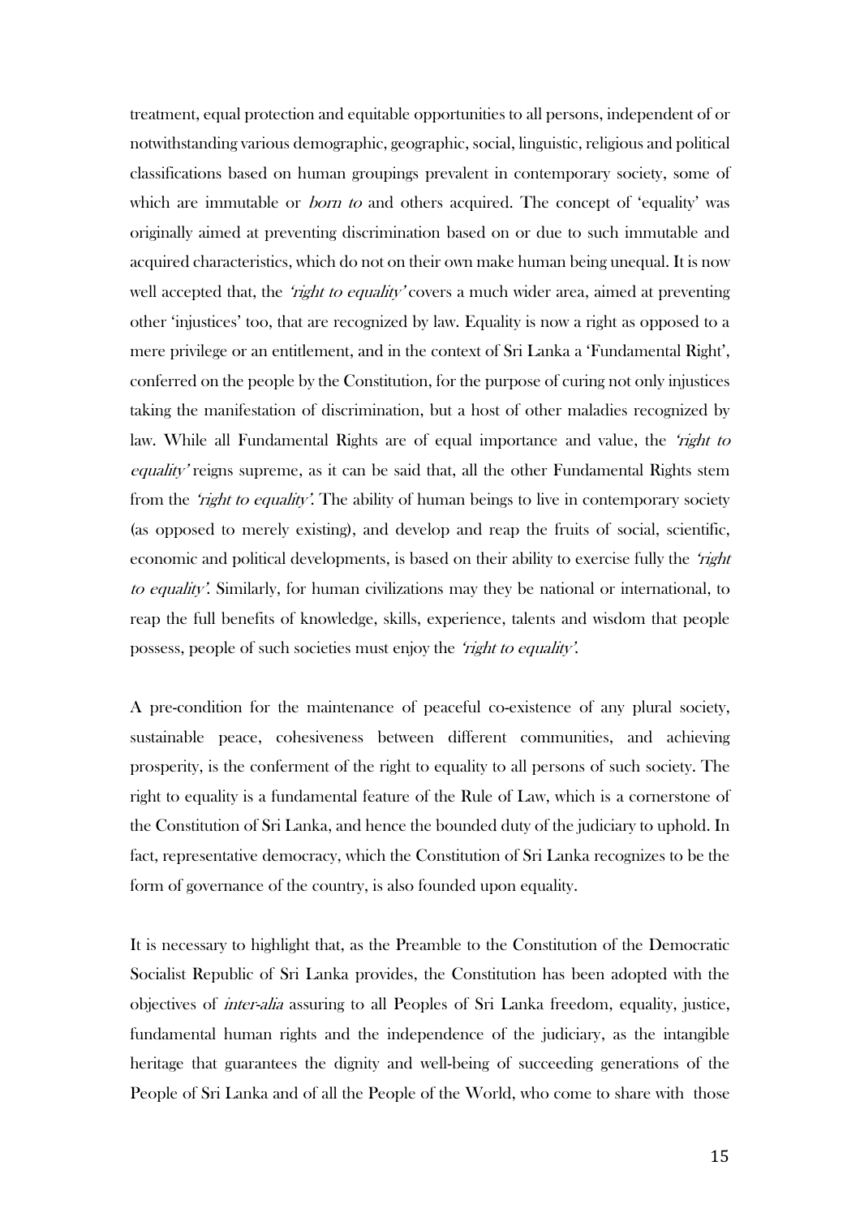treatment, equal protection and equitable opportunities to all persons, independent of or notwithstanding various demographic, geographic, social, linguistic, religious and political classifications based on human groupings prevalent in contemporary society, some of which are immutable or *born to* and others acquired. The concept of 'equality' was originally aimed at preventing discrimination based on or due to such immutable and acquired characteristics, which do not on their own make human being unequal. It is now well accepted that, the *'right to equality'* covers a much wider area, aimed at preventing other 'injustices' too, that are recognized by law. Equality is now a right as opposed to a mere privilege or an entitlement, and in the context of Sri Lanka a 'Fundamental Right', conferred on the people by the Constitution, for the purpose of curing not only injustices taking the manifestation of discrimination, but a host of other maladies recognized by law. While all Fundamental Rights are of equal importance and value, the *'right to equality'* reigns supreme, as it can be said that, all the other Fundamental Rights stem from the *'right to equality'*. The ability of human beings to live in contemporary society (as opposed to merely existing), and develop and reap the fruits of social, scientific, economic and political developments, is based on their ability to exercise fully the *'right to equality'*. Similarly, for human civilizations may they be national or international, to reap the full benefits of knowledge, skills, experience, talents and wisdom that people possess, people of such societies must enjoy the *'right to equality'*.

A pre-condition for the maintenance of peaceful co-existence of any plural society, sustainable peace, cohesiveness between different communities, and achieving prosperity, is the conferment of the right to equality to all persons of such society. The right to equality is a fundamental feature of the Rule of Law, which is a cornerstone of the Constitution of Sri Lanka, and hence the bounded duty of the judiciary to uphold. In fact, representative democracy, which the Constitution of Sri Lanka recognizes to be the form of governance of the country, is also founded upon equality.

It is necessary to highlight that, as the Preamble to the Constitution of the Democratic Socialist Republic of Sri Lanka provides, the Constitution has been adopted with the objectives of *inter-alia* assuring to all Peoples of Sri Lanka freedom, equality, justice, fundamental human rights and the independence of the judiciary, as the intangible heritage that guarantees the dignity and well-being of succeeding generations of the People of Sri Lanka and of all the People of the World, who come to share with those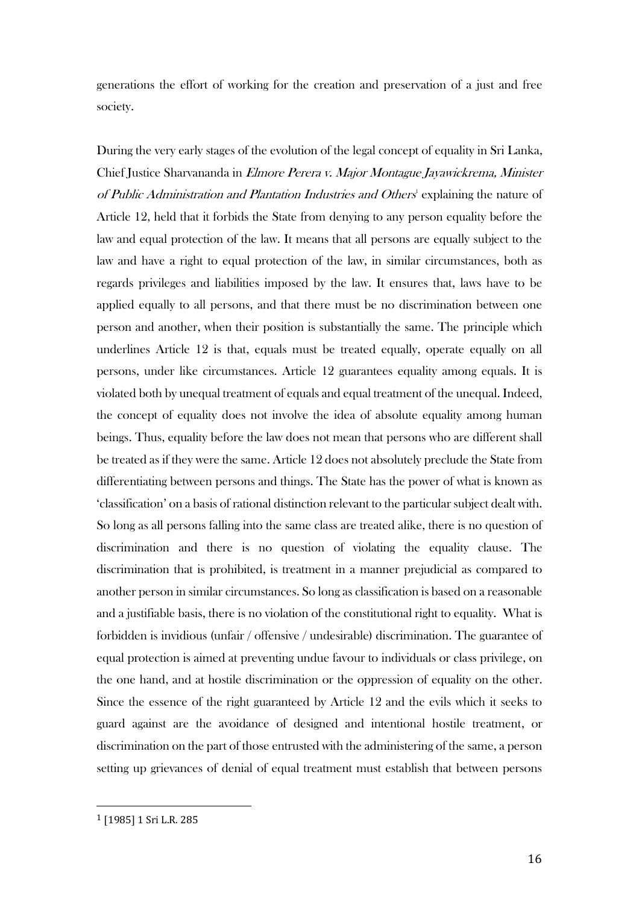generations the effort of working for the creation and preservation of a just and free society.

During the very early stages of the evolution of the legal concept of equality in Sri Lanka, Chief Justice Sharvananda in *Elmore Perera v. Major Montague Jayawickrema, Minister of Public Administration and Plantation Industries and Others*[1] explaining the nature of Article 12, held that it forbids the State from denying to any person equality before the law and equal protection of the law. It means that all persons are equally subject to the law and have a right to equal protection of the law, in similar circumstances, both as regards privileges and liabilities imposed by the law. It ensures that, laws have to be applied equally to all persons, and that there must be no discrimination between one person and another, when their position is substantially the same. The principle which underlines Article 12 is that, equals must be treated equally, operate equally on all persons, under like circumstances. Article 12 guarantees equality among equals. It is violated both by unequal treatment of equals and equal treatment of the unequal. Indeed, the concept of equality does not involve the idea of absolute equality among human beings. Thus, equality before the law does not mean that persons who are different shall be treated as if they were the same. Article 12 does not absolutely preclude the State from differentiating between persons and things. The State has the power of what is known as 'classification' on a basis of rational distinction relevant to the particular subject dealt with. So long as all persons falling into the same class are treated alike, there is no question of discrimination and there is no question of violating the equality clause. The discrimination that is prohibited, is treatment in a manner prejudicial as compared to another person in similar circumstances. So long as classification is based on a reasonable and a justifiable basis, there is no violation of the constitutional right to equality. What is forbidden is invidious (unfair / offensive / undesirable) discrimination. The guarantee of equal protection is aimed at preventing undue favour to individuals or class privilege, on the one hand, and at hostile discrimination or the oppression of equality on the other. Since the essence of the right guaranteed by Article 12 and the evils which it seeks to guard against are the avoidance of designed and intentional hostile treatment, or discrimination on the part of those entrusted with the administering of the same, a person setting up grievances of denial of equal treatment must establish that between persons

---

[1] [1985] 1 Sri L.R. 285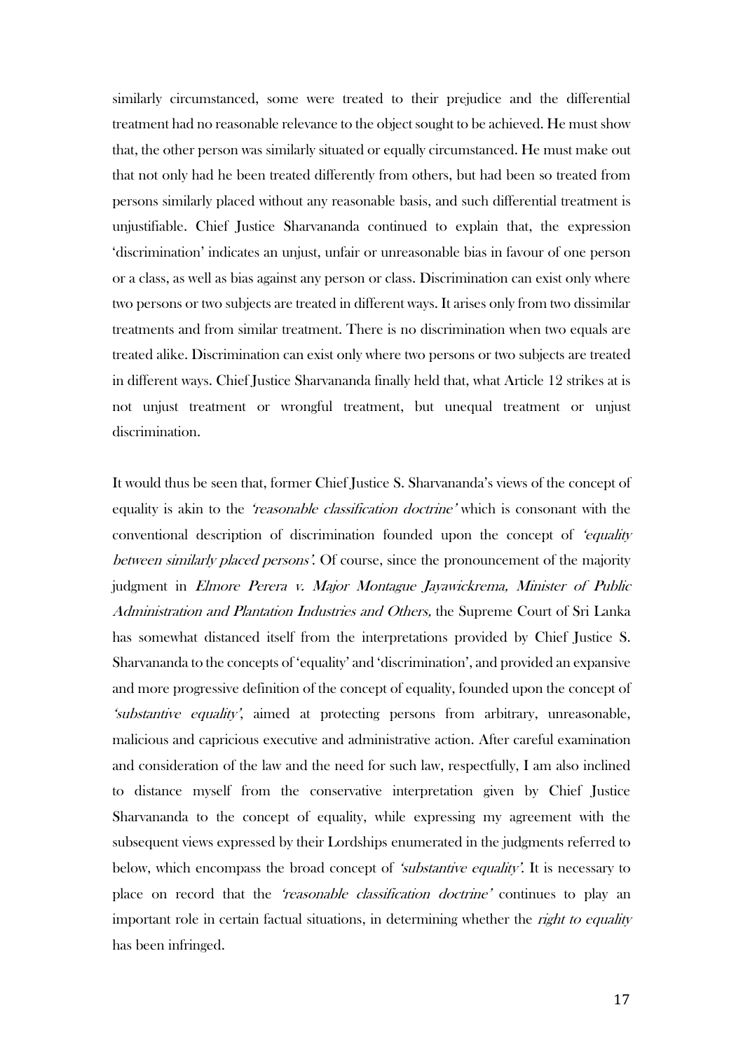similarly circumstanced, some were treated to their prejudice and the differential treatment had no reasonable relevance to the object sought to be achieved. He must show that, the other person was similarly situated or equally circumstanced. He must make out that not only had he been treated differently from others, but had been so treated from persons similarly placed without any reasonable basis, and such differential treatment is unjustifiable. Chief Justice Sharvananda continued to explain that, the expression 'discrimination' indicates an unjust, unfair or unreasonable bias in favour of one person or a class, as well as bias against any person or class. Discrimination can exist only where two persons or two subjects are treated in different ways. It arises only from two dissimilar treatments and from similar treatment. There is no discrimination when two equals are treated alike. Discrimination can exist only where two persons or two subjects are treated in different ways. Chief Justice Sharvananda finally held that, what Article 12 strikes at is not unjust treatment or wrongful treatment, but unequal treatment or unjust discrimination.

It would thus be seen that, former Chief Justice S. Sharvananda's views of the concept of equality is akin to the *'reasonable classification doctrine'* which is consonant with the conventional description of discrimination founded upon the concept of *'equality between similarly placed persons'*. Of course, since the pronouncement of the majority judgment in *Elmore Perera v. Major Montague Jayawickrema, Minister of Public Administration and Plantation Industries and Others,* the Supreme Court of Sri Lanka has somewhat distanced itself from the interpretations provided by Chief Justice S. Sharvananda to the concepts of 'equality' and 'discrimination', and provided an expansive and more progressive definition of the concept of equality, founded upon the concept of *'substantive equality'*, aimed at protecting persons from arbitrary, unreasonable, malicious and capricious executive and administrative action. After careful examination and consideration of the law and the need for such law, respectfully, I am also inclined to distance myself from the conservative interpretation given by Chief Justice Sharvananda to the concept of equality, while expressing my agreement with the subsequent views expressed by their Lordships enumerated in the judgments referred to below, which encompass the broad concept of *'substantive equality'*. It is necessary to place on record that the *'reasonable classification doctrine'* continues to play an important role in certain factual situations, in determining whether the *right to equality* has been infringed.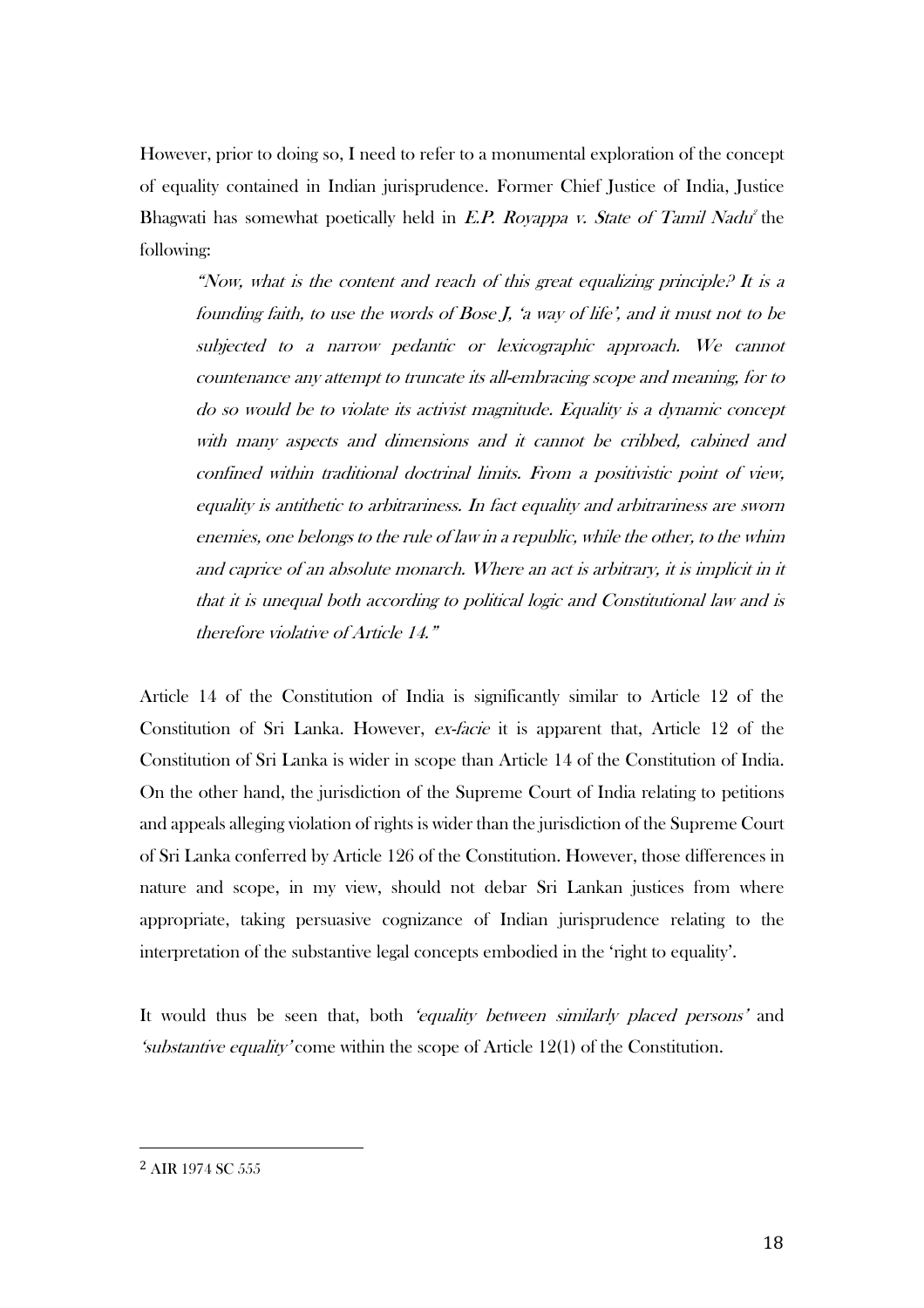However, prior to doing so, I need to refer to a monumental exploration of the concept of equality contained in Indian jurisprudence. Former Chief Justice of India, Justice Bhagwati has somewhat poetically held in *E.P. Royappa v. State of Tamil Nadu*[2] the following:

> *"Now, what is the content and reach of this great equalizing principle? It is a founding faith, to use the words of Bose J, 'a way of life', and it must not to be subjected to a narrow pedantic or lexicographic approach. We cannot countenance any attempt to truncate its all-embracing scope and meaning, for to do so would be to violate its activist magnitude. Equality is a dynamic concept with many aspects and dimensions and it cannot be cribbed, cabined and confined within traditional doctrinal limits. From a positivistic point of view, equality is antithetic to arbitrariness. In fact equality and arbitrariness are sworn enemies, one belongs to the rule of law in a republic, while the other, to the whim and caprice of an absolute monarch. Where an act is arbitrary, it is implicit in it that it is unequal both according to political logic and Constitutional law and is therefore violative of Article 14."*

Article 14 of the Constitution of India is significantly similar to Article 12 of the Constitution of Sri Lanka. However, *ex-facie* it is apparent that, Article 12 of the Constitution of Sri Lanka is wider in scope than Article 14 of the Constitution of India. On the other hand, the jurisdiction of the Supreme Court of India relating to petitions and appeals alleging violation of rights is wider than the jurisdiction of the Supreme Court of Sri Lanka conferred by Article 126 of the Constitution. However, those differences in nature and scope, in my view, should not debar Sri Lankan justices from where appropriate, taking persuasive cognizance of Indian jurisprudence relating to the interpretation of the substantive legal concepts embodied in the 'right to equality'.

It would thus be seen that, both *'equality between similarly placed persons'* and *'substantive equality'* come within the scope of Article 12(1) of the Constitution.

---

[2] AIR 1974 SC 555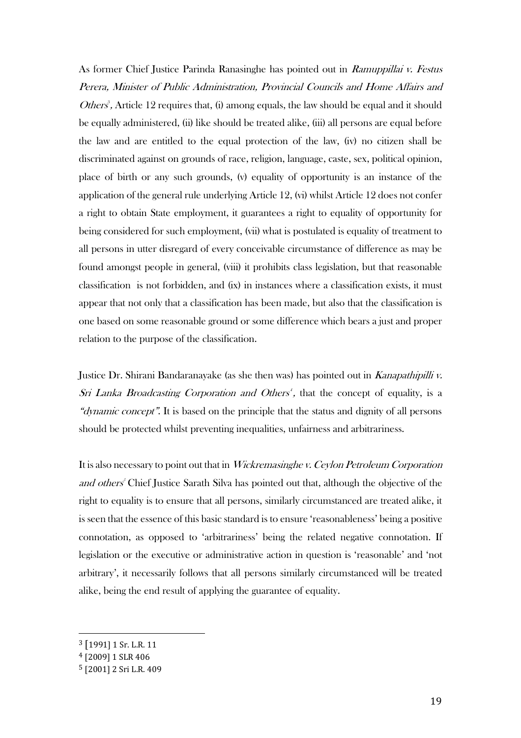As former Chief Justice Parinda Ranasinghe has pointed out in *Ramuppillai v. Festus Perera, Minister of Public Administration, Provincial Councils and Home Affairs and Others*[3], Article 12 requires that, (i) among equals, the law should be equal and it should be equally administered, (ii) like should be treated alike, (iii) all persons are equal before the law and are entitled to the equal protection of the law, (iv) no citizen shall be discriminated against on grounds of race, religion, language, caste, sex, political opinion, place of birth or any such grounds, (v) equality of opportunity is an instance of the application of the general rule underlying Article 12, (vi) whilst Article 12 does not confer a right to obtain State employment, it guarantees a right to equality of opportunity for being considered for such employment, (vii) what is postulated is equality of treatment to all persons in utter disregard of every conceivable circumstance of difference as may be found amongst people in general, (viii) it prohibits class legislation, but that reasonable classification is not forbidden, and (ix) in instances where a classification exists, it must appear that not only that a classification has been made, but also that the classification is one based on some reasonable ground or some difference which bears a just and proper relation to the purpose of the classification.

Justice Dr. Shirani Bandaranayake (as she then was) has pointed out in *Kanapathipilli v. Sri Lanka Broadcasting Corporation and Others*[4], that the concept of equality, is a *"dynamic concept"*. It is based on the principle that the status and dignity of all persons should be protected whilst preventing inequalities, unfairness and arbitrariness.

It is also necessary to point out that in *Wickremasinghe v. Ceylon Petroleum Corporation and others*[5] Chief Justice Sarath Silva has pointed out that, although the objective of the right to equality is to ensure that all persons, similarly circumstanced are treated alike, it is seen that the essence of this basic standard is to ensure 'reasonableness' being a positive connotation, as opposed to 'arbitrariness' being the related negative connotation. If legislation or the executive or administrative action in question is 'reasonable' and 'not arbitrary', it necessarily follows that all persons similarly circumstanced will be treated alike, being the end result of applying the guarantee of equality.

---

[3] [1991] 1 Sr. L.R. 11

[4] [2009] 1 SLR 406

[5] [2001] 2 Sri L.R. 409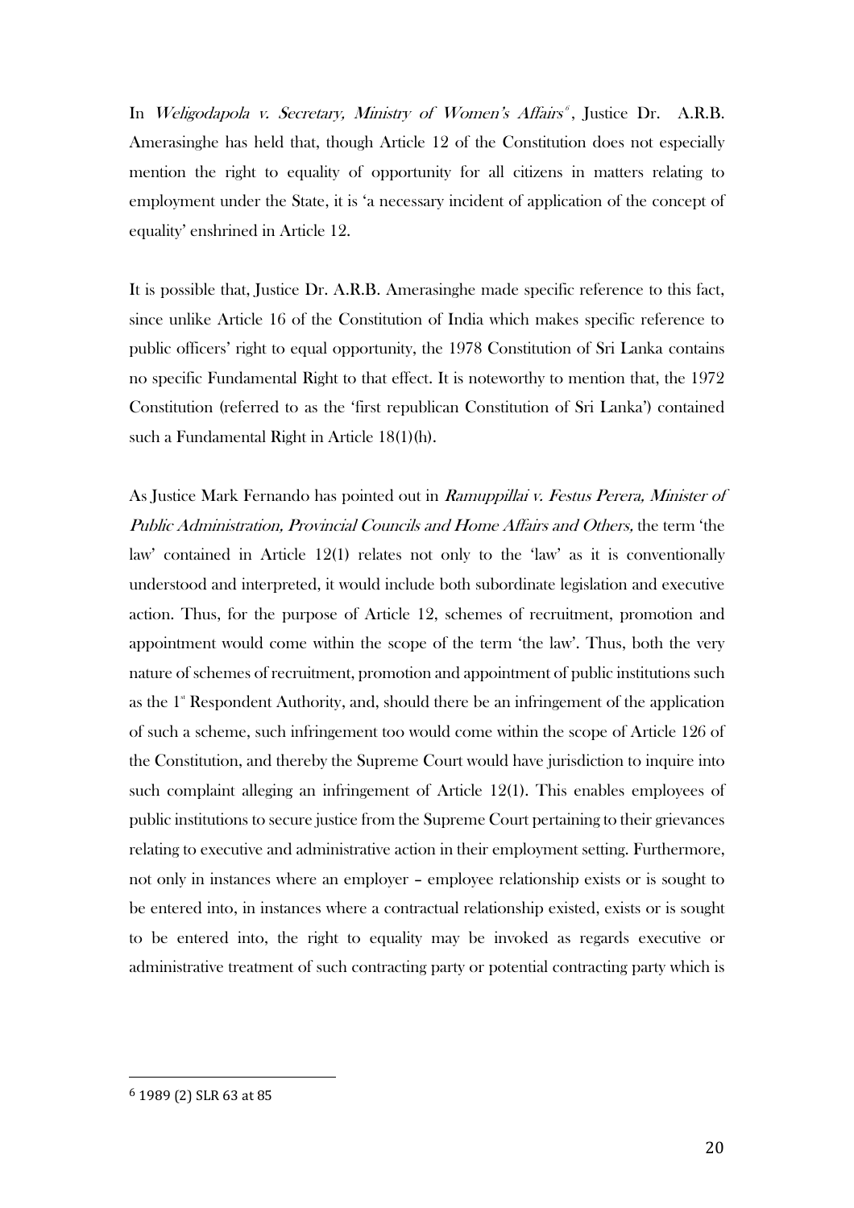In *Weligodapola v. Secretary, Ministry of Women's Affairs*[6], Justice Dr. A.R.B. Amerasinghe has held that, though Article 12 of the Constitution does not especially mention the right to equality of opportunity for all citizens in matters relating to employment under the State, it is 'a necessary incident of application of the concept of equality' enshrined in Article 12.

It is possible that, Justice Dr. A.R.B. Amerasinghe made specific reference to this fact, since unlike Article 16 of the Constitution of India which makes specific reference to public officers' right to equal opportunity, the 1978 Constitution of Sri Lanka contains no specific Fundamental Right to that effect. It is noteworthy to mention that, the 1972 Constitution (referred to as the 'first republican Constitution of Sri Lanka') contained such a Fundamental Right in Article 18(1)(h).

As Justice Mark Fernando has pointed out in *Ramuppillai v. Festus Perera, Minister of Public Administration, Provincial Councils and Home Affairs and Others,* the term 'the law' contained in Article 12(1) relates not only to the 'law' as it is conventionally understood and interpreted, it would include both subordinate legislation and executive action. Thus, for the purpose of Article 12, schemes of recruitment, promotion and appointment would come within the scope of the term 'the law'. Thus, both the very nature of schemes of recruitment, promotion and appointment of public institutions such as the 1st Respondent Authority, and, should there be an infringement of the application of such a scheme, such infringement too would come within the scope of Article 126 of the Constitution, and thereby the Supreme Court would have jurisdiction to inquire into such complaint alleging an infringement of Article 12(1). This enables employees of public institutions to secure justice from the Supreme Court pertaining to their grievances relating to executive and administrative action in their employment setting. Furthermore, not only in instances where an employer – employee relationship exists or is sought to be entered into, in instances where a contractual relationship existed, exists or is sought to be entered into, the right to equality may be invoked as regards executive or administrative treatment of such contracting party or potential contracting party which is

---

[6] 1989 (2) SLR 63 at 85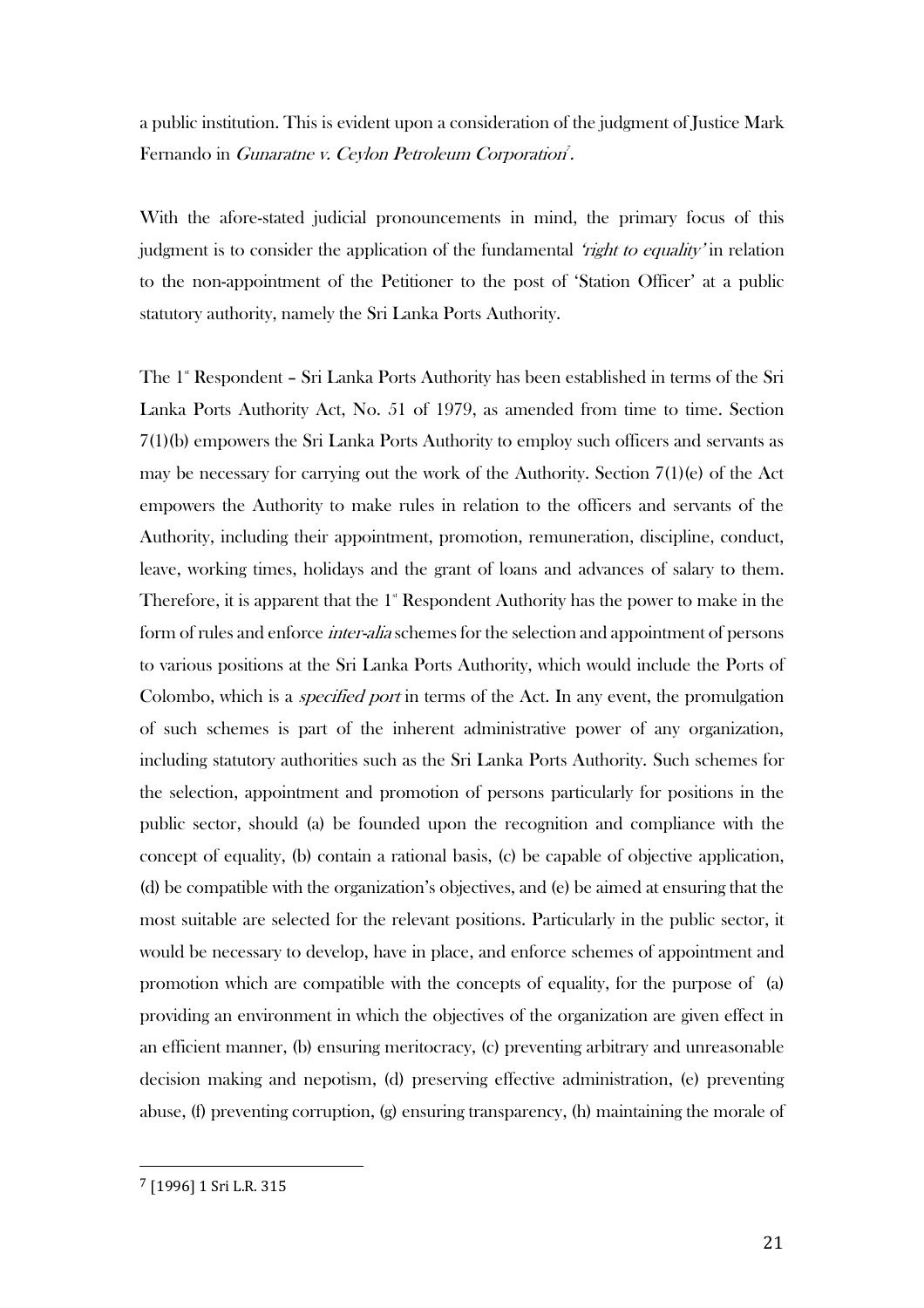a public institution. This is evident upon a consideration of the judgment of Justice Mark Fernando in *Gunaratne v. Ceylon Petroleum Corporation*[7].

With the afore-stated judicial pronouncements in mind, the primary focus of this judgment is to consider the application of the fundamental *'right to equality'* in relation to the non-appointment of the Petitioner to the post of 'Station Officer' at a public statutory authority, namely the Sri Lanka Ports Authority.

The 1st Respondent – Sri Lanka Ports Authority has been established in terms of the Sri Lanka Ports Authority Act, No. 51 of 1979, as amended from time to time. Section 7(1)(b) empowers the Sri Lanka Ports Authority to employ such officers and servants as may be necessary for carrying out the work of the Authority. Section 7(1)(e) of the Act empowers the Authority to make rules in relation to the officers and servants of the Authority, including their appointment, promotion, remuneration, discipline, conduct, leave, working times, holidays and the grant of loans and advances of salary to them. Therefore, it is apparent that the 1st Respondent Authority has the power to make in the form of rules and enforce *inter-alia* schemes for the selection and appointment of persons to various positions at the Sri Lanka Ports Authority, which would include the Ports of Colombo, which is a *specified port* in terms of the Act. In any event, the promulgation of such schemes is part of the inherent administrative power of any organization, including statutory authorities such as the Sri Lanka Ports Authority. Such schemes for the selection, appointment and promotion of persons particularly for positions in the public sector, should (a) be founded upon the recognition and compliance with the concept of equality, (b) contain a rational basis, (c) be capable of objective application, (d) be compatible with the organization's objectives, and (e) be aimed at ensuring that the most suitable are selected for the relevant positions. Particularly in the public sector, it would be necessary to develop, have in place, and enforce schemes of appointment and promotion which are compatible with the concepts of equality, for the purpose of (a) providing an environment in which the objectives of the organization are given effect in an efficient manner, (b) ensuring meritocracy, (c) preventing arbitrary and unreasonable decision making and nepotism, (d) preserving effective administration, (e) preventing abuse, (f) preventing corruption, (g) ensuring transparency, (h) maintaining the morale of

---

[7] [1996] 1 Sri L.R. 315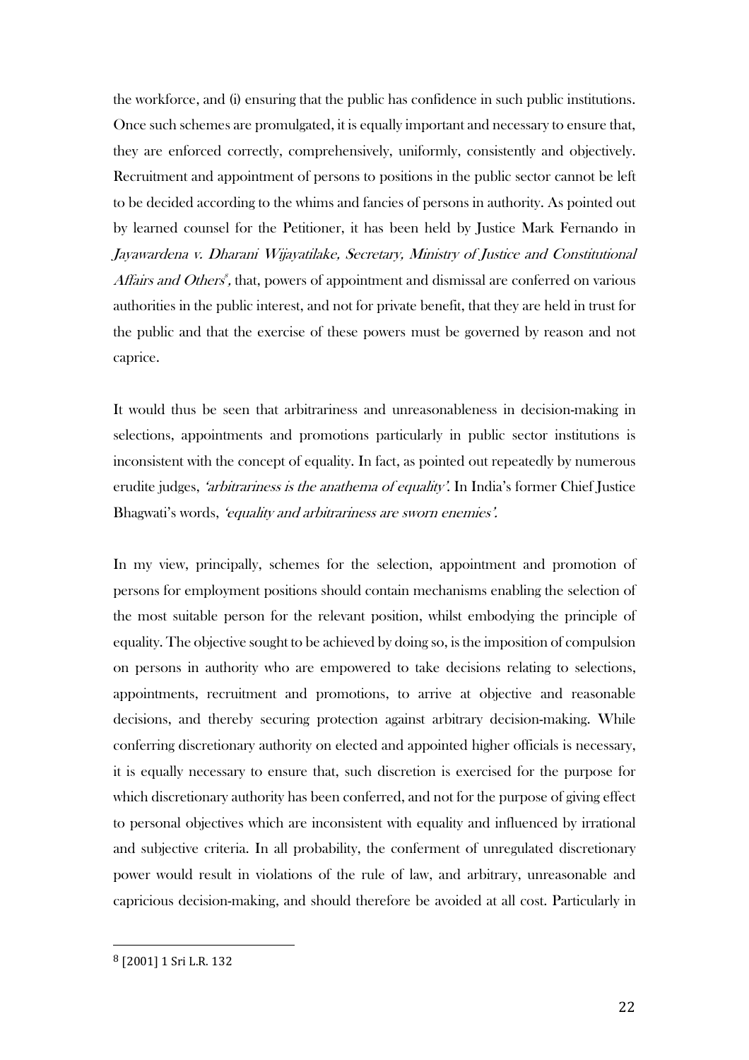the workforce, and (i) ensuring that the public has confidence in such public institutions. Once such schemes are promulgated, it is equally important and necessary to ensure that, they are enforced correctly, comprehensively, uniformly, consistently and objectively. Recruitment and appointment of persons to positions in the public sector cannot be left to be decided according to the whims and fancies of persons in authority. As pointed out by learned counsel for the Petitioner, it has been held by Justice Mark Fernando in *Jayawardena v. Dharani Wijayatilake, Secretary, Ministry of Justice and Constitutional Affairs and Others*[8], that, powers of appointment and dismissal are conferred on various authorities in the public interest, and not for private benefit, that they are held in trust for the public and that the exercise of these powers must be governed by reason and not caprice.

It would thus be seen that arbitrariness and unreasonableness in decision-making in selections, appointments and promotions particularly in public sector institutions is inconsistent with the concept of equality. In fact, as pointed out repeatedly by numerous erudite judges, *'arbitrariness is the anathema of equality'*. In India's former Chief Justice Bhagwati's words, *'equality and arbitrariness are sworn enemies'*.

In my view, principally, schemes for the selection, appointment and promotion of persons for employment positions should contain mechanisms enabling the selection of the most suitable person for the relevant position, whilst embodying the principle of equality. The objective sought to be achieved by doing so, is the imposition of compulsion on persons in authority who are empowered to take decisions relating to selections, appointments, recruitment and promotions, to arrive at objective and reasonable decisions, and thereby securing protection against arbitrary decision-making. While conferring discretionary authority on elected and appointed higher officials is necessary, it is equally necessary to ensure that, such discretion is exercised for the purpose for which discretionary authority has been conferred, and not for the purpose of giving effect to personal objectives which are inconsistent with equality and influenced by irrational and subjective criteria. In all probability, the conferment of unregulated discretionary power would result in violations of the rule of law, and arbitrary, unreasonable and capricious decision-making, and should therefore be avoided at all cost. Particularly in

---

[8] [2001] 1 Sri L.R. 132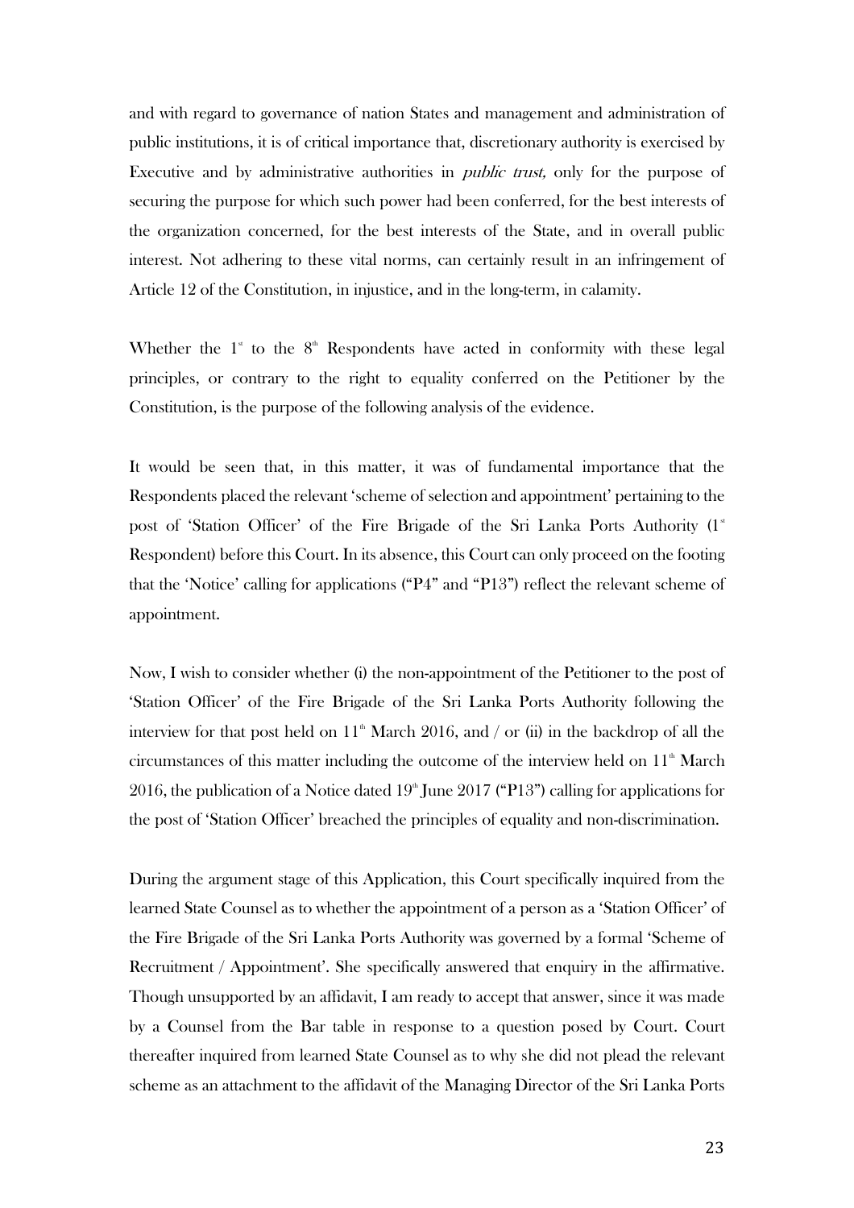and with regard to governance of nation States and management and administration of public institutions, it is of critical importance that, discretionary authority is exercised by Executive and by administrative authorities in *public trust,* only for the purpose of securing the purpose for which such power had been conferred, for the best interests of the organization concerned, for the best interests of the State, and in overall public interest. Not adhering to these vital norms, can certainly result in an infringement of Article 12 of the Constitution, in injustice, and in the long-term, in calamity.

Whether the 1st to the 8th Respondents have acted in conformity with these legal principles, or contrary to the right to equality conferred on the Petitioner by the Constitution, is the purpose of the following analysis of the evidence.

It would be seen that, in this matter, it was of fundamental importance that the Respondents placed the relevant 'scheme of selection and appointment' pertaining to the post of 'Station Officer' of the Fire Brigade of the Sri Lanka Ports Authority (1st Respondent) before this Court. In its absence, this Court can only proceed on the footing that the 'Notice' calling for applications ("P4" and "P13") reflect the relevant scheme of appointment.

Now, I wish to consider whether (i) the non-appointment of the Petitioner to the post of 'Station Officer' of the Fire Brigade of the Sri Lanka Ports Authority following the interview for that post held on 11th March 2016, and / or (ii) in the backdrop of all the circumstances of this matter including the outcome of the interview held on 11th March 2016, the publication of a Notice dated 19th June 2017 ("P13") calling for applications for the post of 'Station Officer' breached the principles of equality and non-discrimination.

During the argument stage of this Application, this Court specifically inquired from the learned State Counsel as to whether the appointment of a person as a 'Station Officer' of the Fire Brigade of the Sri Lanka Ports Authority was governed by a formal 'Scheme of Recruitment / Appointment'. She specifically answered that enquiry in the affirmative. Though unsupported by an affidavit, I am ready to accept that answer, since it was made by a Counsel from the Bar table in response to a question posed by Court. Court thereafter inquired from learned State Counsel as to why she did not plead the relevant scheme as an attachment to the affidavit of the Managing Director of the Sri Lanka Ports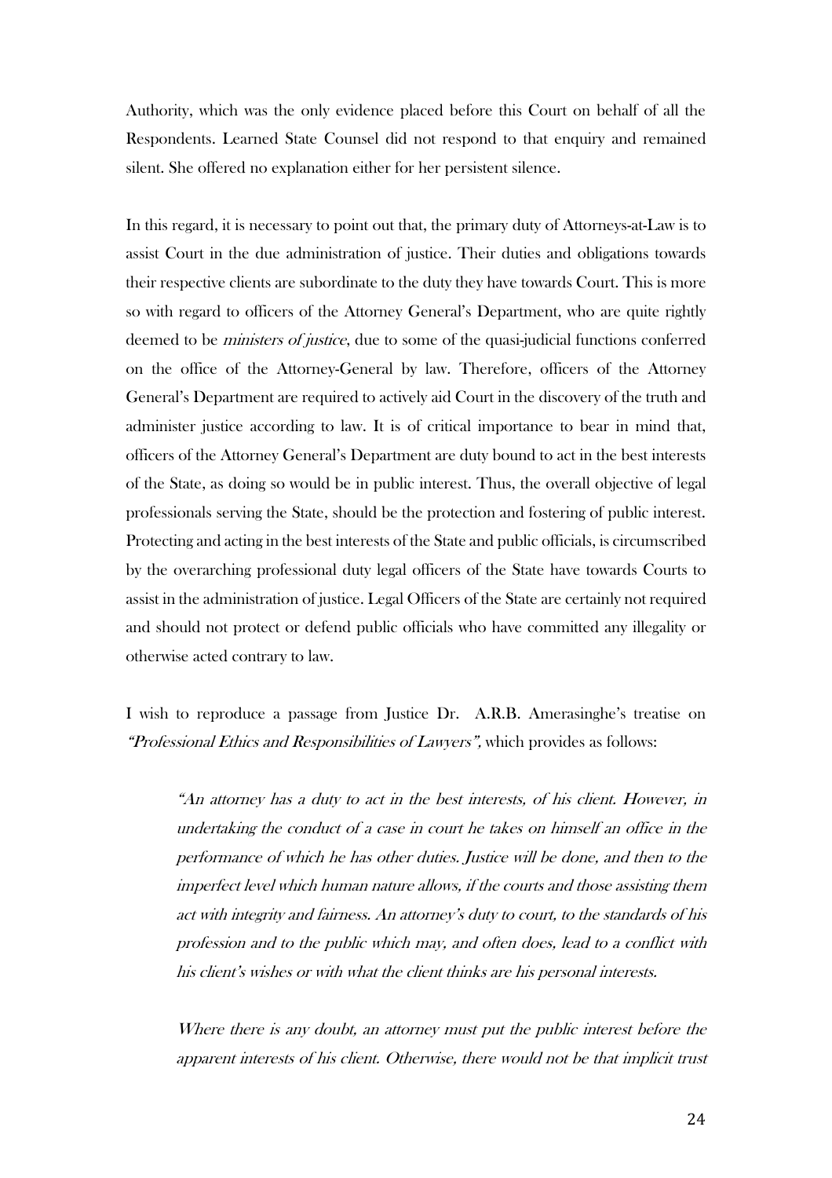Authority, which was the only evidence placed before this Court on behalf of all the Respondents. Learned State Counsel did not respond to that enquiry and remained silent. She offered no explanation either for her persistent silence.

In this regard, it is necessary to point out that, the primary duty of Attorneys-at-Law is to assist Court in the due administration of justice. Their duties and obligations towards their respective clients are subordinate to the duty they have towards Court. This is more so with regard to officers of the Attorney General's Department, who are quite rightly deemed to be *ministers of justice*, due to some of the quasi-judicial functions conferred on the office of the Attorney-General by law. Therefore, officers of the Attorney General's Department are required to actively aid Court in the discovery of the truth and administer justice according to law. It is of critical importance to bear in mind that, officers of the Attorney General's Department are duty bound to act in the best interests of the State, as doing so would be in public interest. Thus, the overall objective of legal professionals serving the State, should be the protection and fostering of public interest. Protecting and acting in the best interests of the State and public officials, is circumscribed by the overarching professional duty legal officers of the State have towards Courts to assist in the administration of justice. Legal Officers of the State are certainly not required and should not protect or defend public officials who have committed any illegality or otherwise acted contrary to law.

I wish to reproduce a passage from Justice Dr. A.R.B. Amerasinghe's treatise on *"Professional Ethics and Responsibilities of Lawyers"*, which provides as follows:

> *"An attorney has a duty to act in the best interests, of his client. However, in undertaking the conduct of a case in court he takes on himself an office in the performance of which he has other duties. Justice will be done, and then to the imperfect level which human nature allows, if the courts and those assisting them act with integrity and fairness. An attorney's duty to court, to the standards of his profession and to the public which may, and often does, lead to a conflict with his client's wishes or with what the client thinks are his personal interests.*
>
> *Where there is any doubt, an attorney must put the public interest before the apparent interests of his client. Otherwise, there would not be that implicit trust*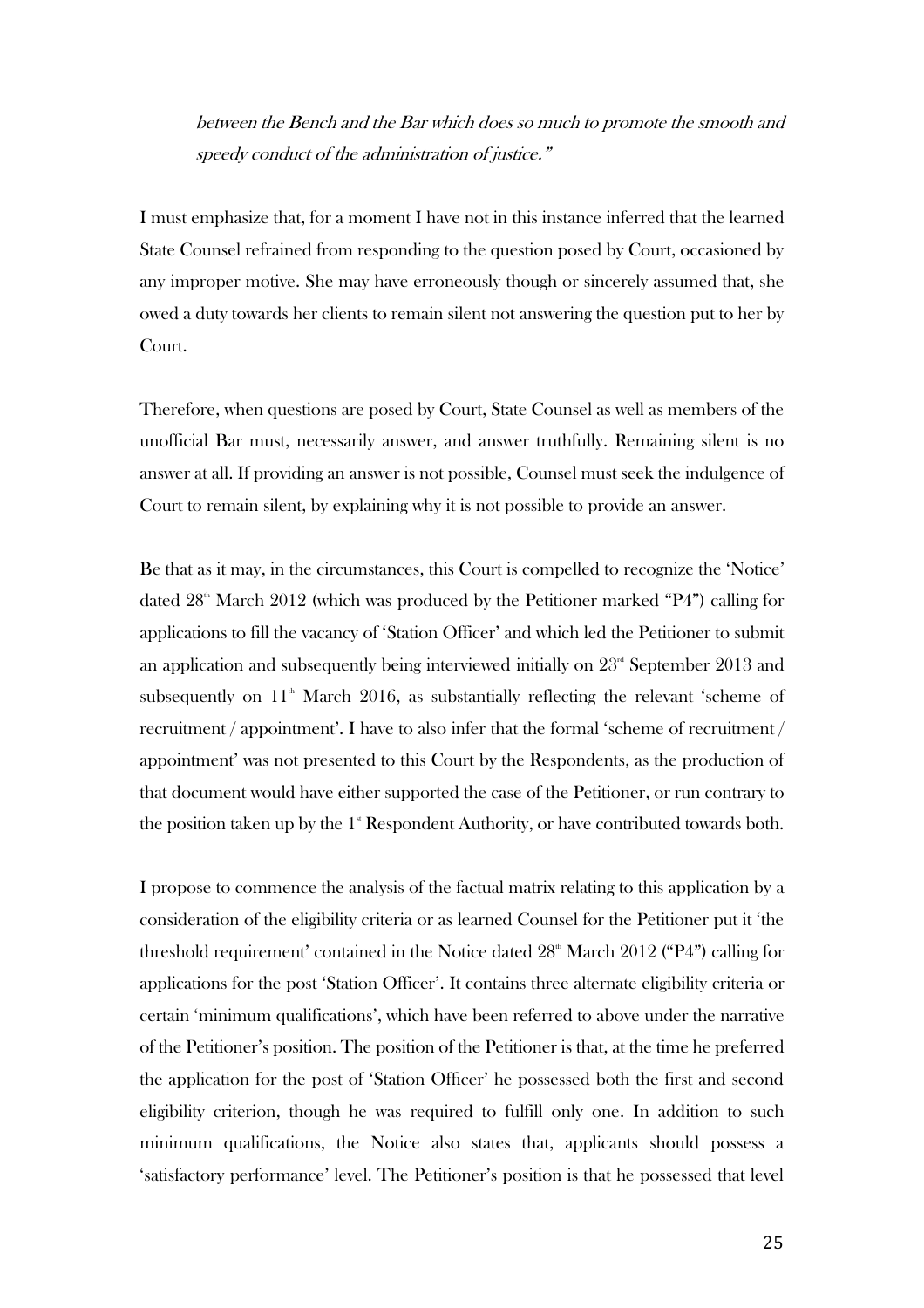*between the Bench and the Bar which does so much to promote the smooth and speedy conduct of the administration of justice."*

I must emphasize that, for a moment I have not in this instance inferred that the learned State Counsel refrained from responding to the question posed by Court, occasioned by any improper motive. She may have erroneously though or sincerely assumed that, she owed a duty towards her clients to remain silent not answering the question put to her by Court.

Therefore, when questions are posed by Court, State Counsel as well as members of the unofficial Bar must, necessarily answer, and answer truthfully. Remaining silent is no answer at all. If providing an answer is not possible, Counsel must seek the indulgence of Court to remain silent, by explaining why it is not possible to provide an answer.

Be that as it may, in the circumstances, this Court is compelled to recognize the 'Notice' dated 28th March 2012 (which was produced by the Petitioner marked "P4") calling for applications to fill the vacancy of 'Station Officer' and which led the Petitioner to submit an application and subsequently being interviewed initially on 23rd September 2013 and subsequently on 11th March 2016, as substantially reflecting the relevant 'scheme of recruitment / appointment'. I have to also infer that the formal 'scheme of recruitment / appointment' was not presented to this Court by the Respondents, as the production of that document would have either supported the case of the Petitioner, or run contrary to the position taken up by the 1st Respondent Authority, or have contributed towards both.

I propose to commence the analysis of the factual matrix relating to this application by a consideration of the eligibility criteria or as learned Counsel for the Petitioner put it 'the threshold requirement' contained in the Notice dated 28th March 2012 ("P4") calling for applications for the post 'Station Officer'. It contains three alternate eligibility criteria or certain 'minimum qualifications', which have been referred to above under the narrative of the Petitioner's position. The position of the Petitioner is that, at the time he preferred the application for the post of 'Station Officer' he possessed both the first and second eligibility criterion, though he was required to fulfill only one. In addition to such minimum qualifications, the Notice also states that, applicants should possess a 'satisfactory performance' level. The Petitioner's position is that he possessed that level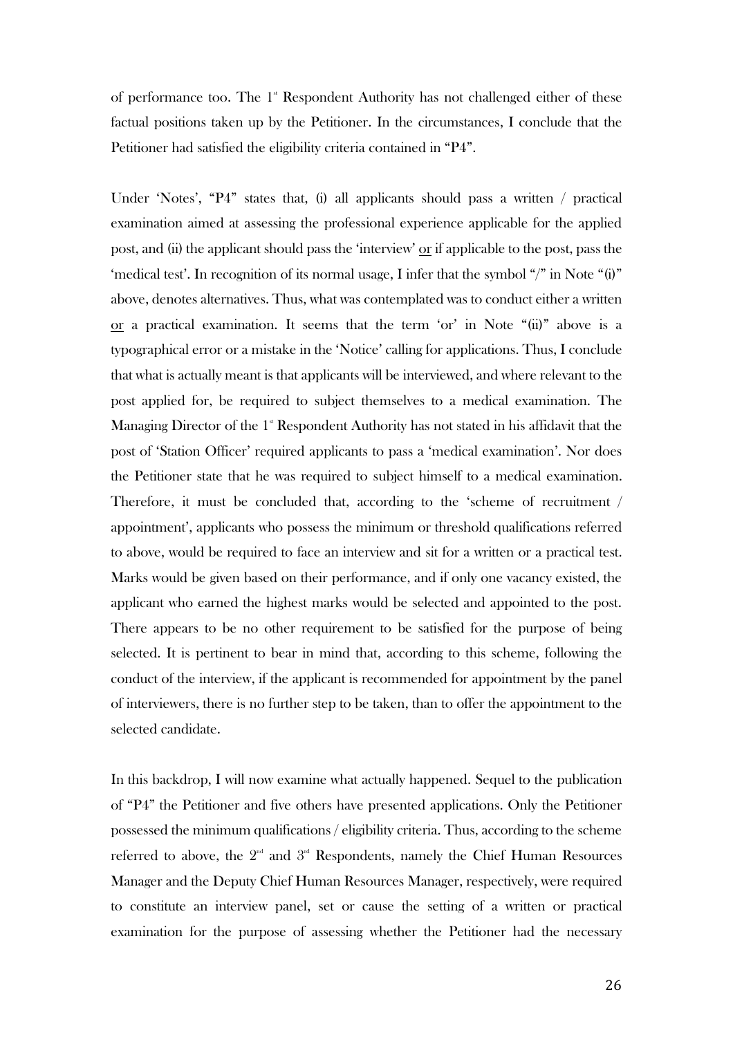of performance too. The 1st Respondent Authority has not challenged either of these factual positions taken up by the Petitioner. In the circumstances, I conclude that the Petitioner had satisfied the eligibility criteria contained in "P4".

Under 'Notes', "P4" states that, (i) all applicants should pass a written / practical examination aimed at assessing the professional experience applicable for the applied post, and (ii) the applicant should pass the 'interview' or if applicable to the post, pass the 'medical test'. In recognition of its normal usage, I infer that the symbol "/" in Note "(i)" above, denotes alternatives. Thus, what was contemplated was to conduct either a written or a practical examination. It seems that the term 'or' in Note "(ii)" above is a typographical error or a mistake in the 'Notice' calling for applications. Thus, I conclude that what is actually meant is that applicants will be interviewed, and where relevant to the post applied for, be required to subject themselves to a medical examination. The Managing Director of the 1st Respondent Authority has not stated in his affidavit that the post of 'Station Officer' required applicants to pass a 'medical examination'. Nor does the Petitioner state that he was required to subject himself to a medical examination. Therefore, it must be concluded that, according to the 'scheme of recruitment / appointment', applicants who possess the minimum or threshold qualifications referred to above, would be required to face an interview and sit for a written or a practical test. Marks would be given based on their performance, and if only one vacancy existed, the applicant who earned the highest marks would be selected and appointed to the post. There appears to be no other requirement to be satisfied for the purpose of being selected. It is pertinent to bear in mind that, according to this scheme, following the conduct of the interview, if the applicant is recommended for appointment by the panel of interviewers, there is no further step to be taken, than to offer the appointment to the selected candidate.

In this backdrop, I will now examine what actually happened. Sequel to the publication of "P4" the Petitioner and five others have presented applications. Only the Petitioner possessed the minimum qualifications / eligibility criteria. Thus, according to the scheme referred to above, the 2nd and 3rd Respondents, namely the Chief Human Resources Manager and the Deputy Chief Human Resources Manager, respectively, were required to constitute an interview panel, set or cause the setting of a written or practical examination for the purpose of assessing whether the Petitioner had the necessary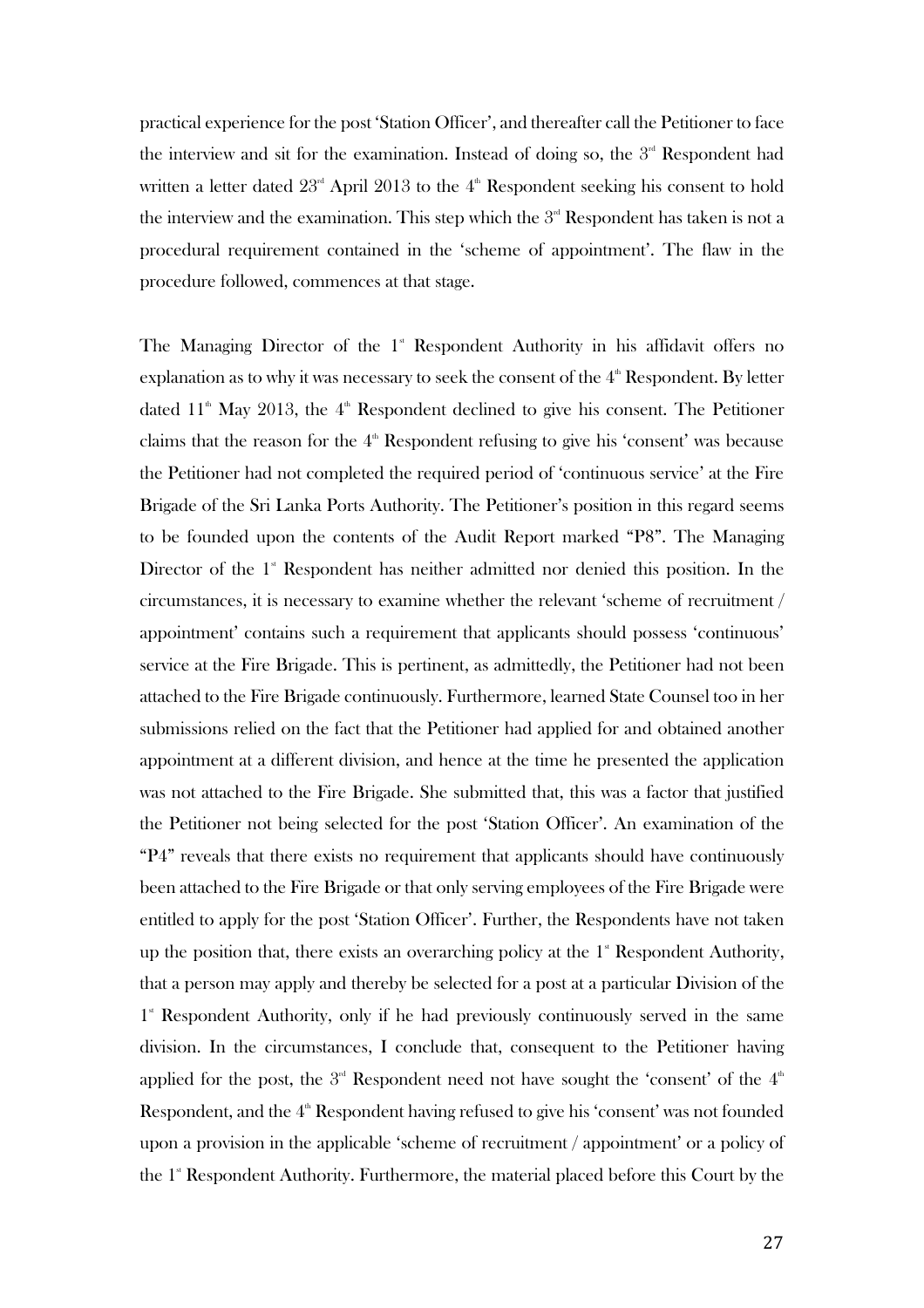practical experience for the post 'Station Officer', and thereafter call the Petitioner to face the interview and sit for the examination. Instead of doing so, the 3rd Respondent had written a letter dated 23rd April 2013 to the 4th Respondent seeking his consent to hold the interview and the examination. This step which the 3rd Respondent has taken is not a procedural requirement contained in the 'scheme of appointment'. The flaw in the procedure followed, commences at that stage.

The Managing Director of the 1st Respondent Authority in his affidavit offers no explanation as to why it was necessary to seek the consent of the 4th Respondent. By letter dated 11th May 2013, the 4th Respondent declined to give his consent. The Petitioner claims that the reason for the 4th Respondent refusing to give his 'consent' was because the Petitioner had not completed the required period of 'continuous service' at the Fire Brigade of the Sri Lanka Ports Authority. The Petitioner's position in this regard seems to be founded upon the contents of the Audit Report marked "P8". The Managing Director of the 1st Respondent has neither admitted nor denied this position. In the circumstances, it is necessary to examine whether the relevant 'scheme of recruitment / appointment' contains such a requirement that applicants should possess 'continuous' service at the Fire Brigade. This is pertinent, as admittedly, the Petitioner had not been attached to the Fire Brigade continuously. Furthermore, learned State Counsel too in her submissions relied on the fact that the Petitioner had applied for and obtained another appointment at a different division, and hence at the time he presented the application was not attached to the Fire Brigade. She submitted that, this was a factor that justified the Petitioner not being selected for the post 'Station Officer'. An examination of the "P4" reveals that there exists no requirement that applicants should have continuously been attached to the Fire Brigade or that only serving employees of the Fire Brigade were entitled to apply for the post 'Station Officer'. Further, the Respondents have not taken up the position that, there exists an overarching policy at the 1st Respondent Authority, that a person may apply and thereby be selected for a post at a particular Division of the 1st Respondent Authority, only if he had previously continuously served in the same division. In the circumstances, I conclude that, consequent to the Petitioner having applied for the post, the 3rd Respondent need not have sought the 'consent' of the 4th Respondent, and the 4th Respondent having refused to give his 'consent' was not founded upon a provision in the applicable 'scheme of recruitment / appointment' or a policy of the 1st Respondent Authority. Furthermore, the material placed before this Court by the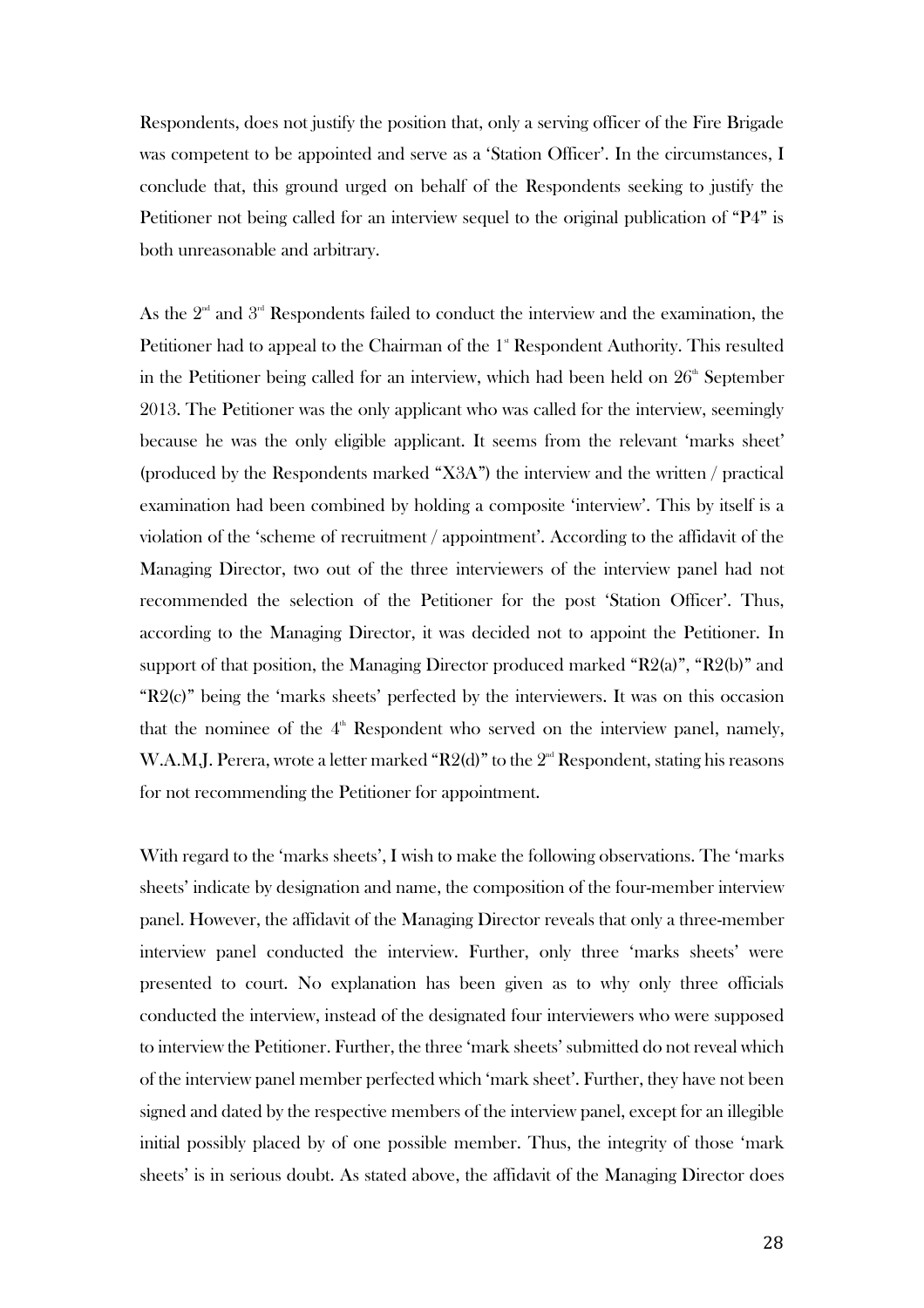Respondents, does not justify the position that, only a serving officer of the Fire Brigade was competent to be appointed and serve as a 'Station Officer'. In the circumstances, I conclude that, this ground urged on behalf of the Respondents seeking to justify the Petitioner not being called for an interview sequel to the original publication of "P4" is both unreasonable and arbitrary.

As the 2nd and 3rd Respondents failed to conduct the interview and the examination, the Petitioner had to appeal to the Chairman of the 1st Respondent Authority. This resulted in the Petitioner being called for an interview, which had been held on 26th September 2013. The Petitioner was the only applicant who was called for the interview, seemingly because he was the only eligible applicant. It seems from the relevant 'marks sheet' (produced by the Respondents marked "X3A") the interview and the written / practical examination had been combined by holding a composite 'interview'. This by itself is a violation of the 'scheme of recruitment / appointment'. According to the affidavit of the Managing Director, two out of the three interviewers of the interview panel had not recommended the selection of the Petitioner for the post 'Station Officer'. Thus, according to the Managing Director, it was decided not to appoint the Petitioner. In support of that position, the Managing Director produced marked "R2(a)", "R2(b)" and "R2(c)" being the 'marks sheets' perfected by the interviewers. It was on this occasion that the nominee of the 4th Respondent who served on the interview panel, namely, W.A.M.J. Perera, wrote a letter marked "R2(d)" to the 2nd Respondent, stating his reasons for not recommending the Petitioner for appointment.

With regard to the 'marks sheets', I wish to make the following observations. The 'marks sheets' indicate by designation and name, the composition of the four-member interview panel. However, the affidavit of the Managing Director reveals that only a three-member interview panel conducted the interview. Further, only three 'marks sheets' were presented to court. No explanation has been given as to why only three officials conducted the interview, instead of the designated four interviewers who were supposed to interview the Petitioner. Further, the three 'mark sheets' submitted do not reveal which of the interview panel member perfected which 'mark sheet'. Further, they have not been signed and dated by the respective members of the interview panel, except for an illegible initial possibly placed by of one possible member. Thus, the integrity of those 'mark sheets' is in serious doubt. As stated above, the affidavit of the Managing Director does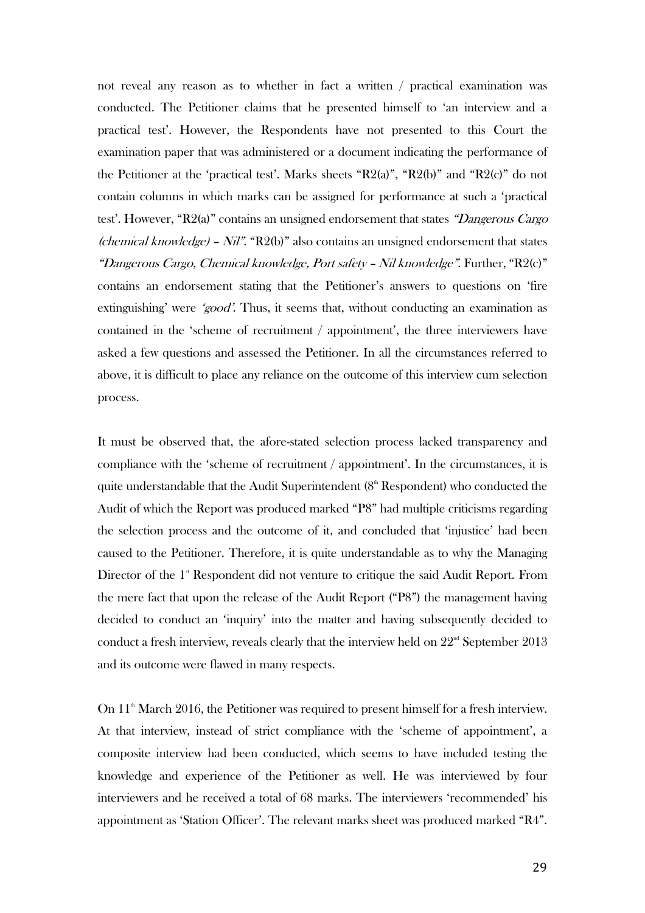not reveal any reason as to whether in fact a written / practical examination was conducted. The Petitioner claims that he presented himself to 'an interview and a practical test'. However, the Respondents have not presented to this Court the examination paper that was administered or a document indicating the performance of the Petitioner at the 'practical test'. Marks sheets "R2(a)", "R2(b)" and "R2(c)" do not contain columns in which marks can be assigned for performance at such a 'practical test'. However, "R2(a)" contains an unsigned endorsement that states *"Dangerous Cargo (chemical knowledge) – Nil"*. "R2(b)" also contains an unsigned endorsement that states *"Dangerous Cargo, Chemical knowledge, Port safety – Nil knowledge"*. Further, "R2(c)" contains an endorsement stating that the Petitioner's answers to questions on 'fire extinguishing' were *'good'*. Thus, it seems that, without conducting an examination as contained in the 'scheme of recruitment / appointment', the three interviewers have asked a few questions and assessed the Petitioner. In all the circumstances referred to above, it is difficult to place any reliance on the outcome of this interview cum selection process.

It must be observed that, the afore-stated selection process lacked transparency and compliance with the 'scheme of recruitment / appointment'. In the circumstances, it is quite understandable that the Audit Superintendent (8th Respondent) who conducted the Audit of which the Report was produced marked "P8" had multiple criticisms regarding the selection process and the outcome of it, and concluded that 'injustice' had been caused to the Petitioner. Therefore, it is quite understandable as to why the Managing Director of the 1st Respondent did not venture to critique the said Audit Report. From the mere fact that upon the release of the Audit Report ("P8") the management having decided to conduct an 'inquiry' into the matter and having subsequently decided to conduct a fresh interview, reveals clearly that the interview held on 22nd September 2013 and its outcome were flawed in many respects.

On 11th March 2016, the Petitioner was required to present himself for a fresh interview. At that interview, instead of strict compliance with the 'scheme of appointment', a composite interview had been conducted, which seems to have included testing the knowledge and experience of the Petitioner as well. He was interviewed by four interviewers and he received a total of 68 marks. The interviewers 'recommended' his appointment as 'Station Officer'. The relevant marks sheet was produced marked "R4".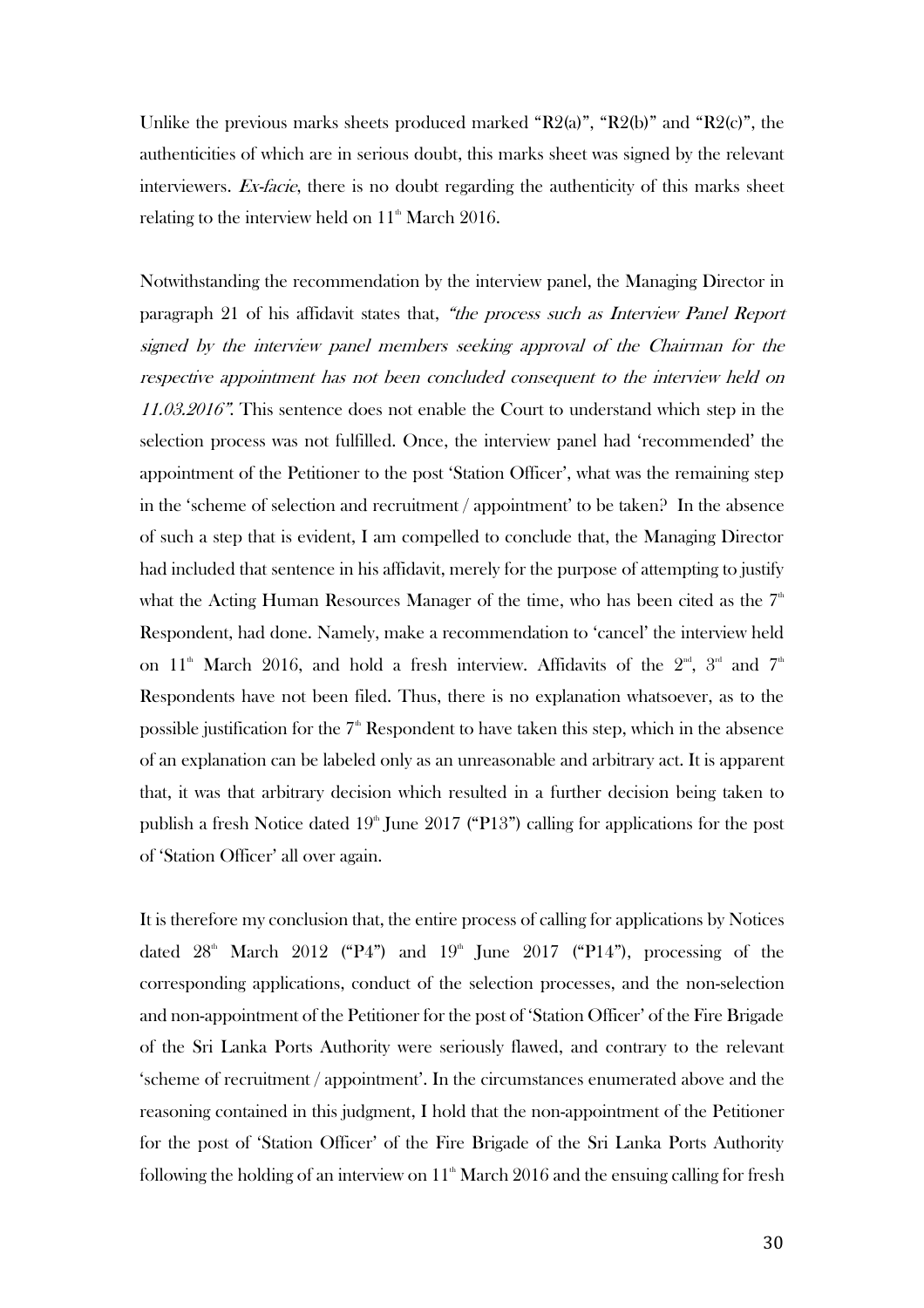Unlike the previous marks sheets produced marked "R2(a)", "R2(b)" and "R2(c)", the authenticities of which are in serious doubt, this marks sheet was signed by the relevant interviewers. *Ex-facie*, there is no doubt regarding the authenticity of this marks sheet relating to the interview held on 11th March 2016.

Notwithstanding the recommendation by the interview panel, the Managing Director in paragraph 21 of his affidavit states that, *"the process such as Interview Panel Report signed by the interview panel members seeking approval of the Chairman for the respective appointment has not been concluded consequent to the interview held on 11.03.2016"*. This sentence does not enable the Court to understand which step in the selection process was not fulfilled. Once, the interview panel had 'recommended' the appointment of the Petitioner to the post 'Station Officer', what was the remaining step in the 'scheme of selection and recruitment / appointment' to be taken? In the absence of such a step that is evident, I am compelled to conclude that, the Managing Director had included that sentence in his affidavit, merely for the purpose of attempting to justify what the Acting Human Resources Manager of the time, who has been cited as the 7th Respondent, had done. Namely, make a recommendation to 'cancel' the interview held on 11th March 2016, and hold a fresh interview. Affidavits of the 2nd, 3rd and 7th Respondents have not been filed. Thus, there is no explanation whatsoever, as to the possible justification for the 7th Respondent to have taken this step, which in the absence of an explanation can be labeled only as an unreasonable and arbitrary act. It is apparent that, it was that arbitrary decision which resulted in a further decision being taken to publish a fresh Notice dated 19th June 2017 ("P13") calling for applications for the post of 'Station Officer' all over again.

It is therefore my conclusion that, the entire process of calling for applications by Notices dated 28th March 2012 ("P4") and 19th June 2017 ("P14"), processing of the corresponding applications, conduct of the selection processes, and the non-selection and non-appointment of the Petitioner for the post of 'Station Officer' of the Fire Brigade of the Sri Lanka Ports Authority were seriously flawed, and contrary to the relevant 'scheme of recruitment / appointment'. In the circumstances enumerated above and the reasoning contained in this judgment, I hold that the non-appointment of the Petitioner for the post of 'Station Officer' of the Fire Brigade of the Sri Lanka Ports Authority following the holding of an interview on 11th March 2016 and the ensuing calling for fresh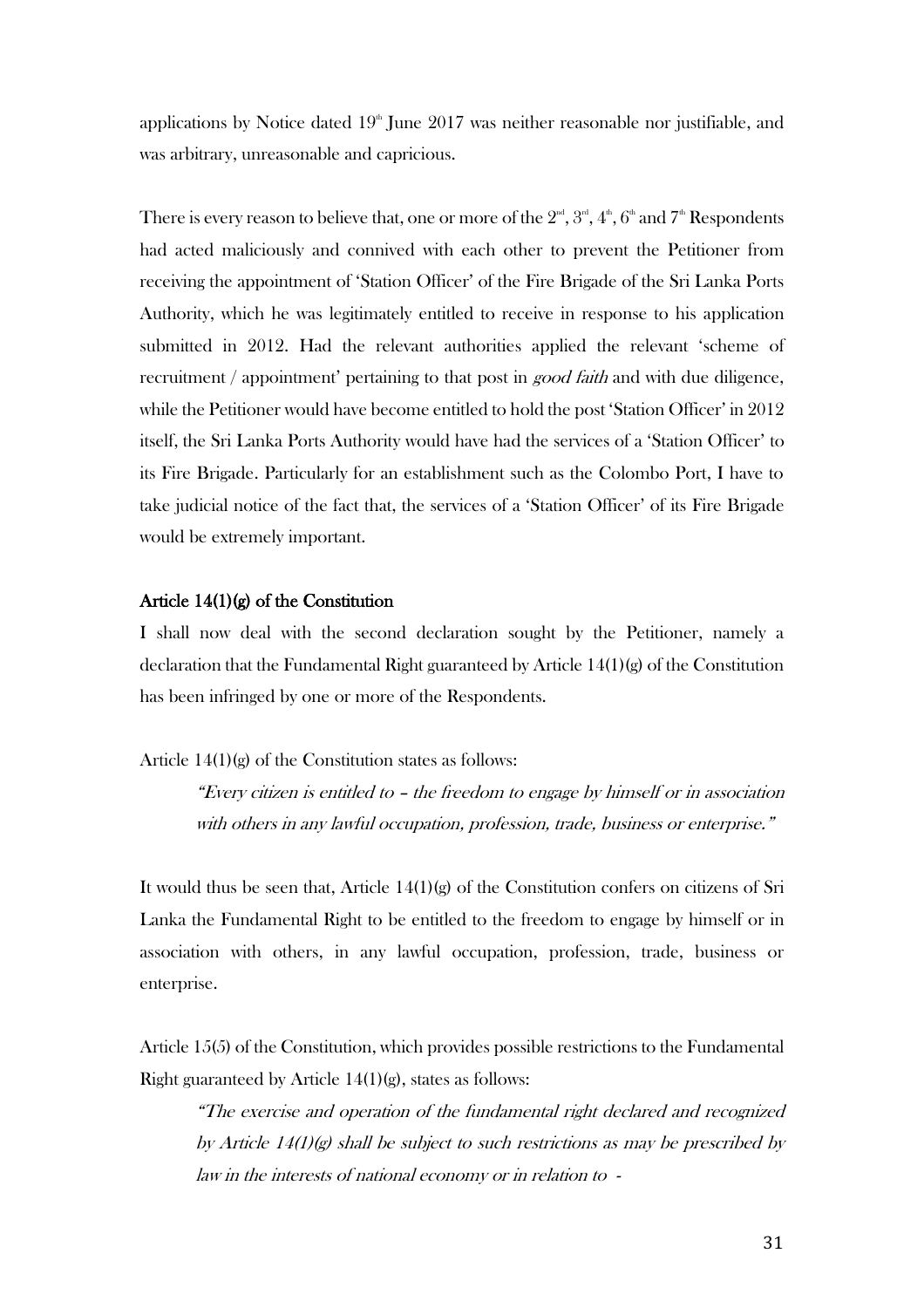applications by Notice dated 19th June 2017 was neither reasonable nor justifiable, and was arbitrary, unreasonable and capricious.

There is every reason to believe that, one or more of the 2nd, 3rd, 4th, 6th and 7th Respondents had acted maliciously and connived with each other to prevent the Petitioner from receiving the appointment of 'Station Officer' of the Fire Brigade of the Sri Lanka Ports Authority, which he was legitimately entitled to receive in response to his application submitted in 2012. Had the relevant authorities applied the relevant 'scheme of recruitment / appointment' pertaining to that post in *good faith* and with due diligence, while the Petitioner would have become entitled to hold the post 'Station Officer' in 2012 itself, the Sri Lanka Ports Authority would have had the services of a 'Station Officer' to its Fire Brigade. Particularly for an establishment such as the Colombo Port, I have to take judicial notice of the fact that, the services of a 'Station Officer' of its Fire Brigade would be extremely important.

**Article 14(1)(g) of the Constitution**

I shall now deal with the second declaration sought by the Petitioner, namely a declaration that the Fundamental Right guaranteed by Article 14(1)(g) of the Constitution has been infringed by one or more of the Respondents.

Article 14(1)(g) of the Constitution states as follows:

> *"Every citizen is entitled to – the freedom to engage by himself or in association with others in any lawful occupation, profession, trade, business or enterprise."*

It would thus be seen that, Article 14(1)(g) of the Constitution confers on citizens of Sri Lanka the Fundamental Right to be entitled to the freedom to engage by himself or in association with others, in any lawful occupation, profession, trade, business or enterprise.

Article 15(5) of the Constitution, which provides possible restrictions to the Fundamental Right guaranteed by Article 14(1)(g), states as follows:

> *"The exercise and operation of the fundamental right declared and recognized by Article 14(1)(g) shall be subject to such restrictions as may be prescribed by law in the interests of national economy or in relation to -*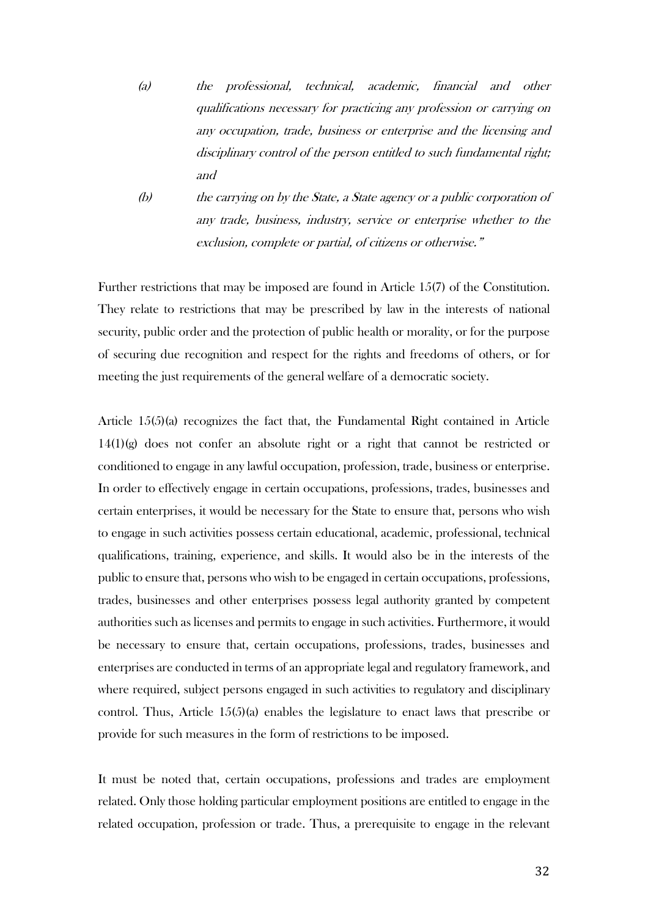> *(a) the professional, technical, academic, financial and other qualifications necessary for practicing any profession or carrying on any occupation, trade, business or enterprise and the licensing and disciplinary control of the person entitled to such fundamental right; and*
>
> *(b) the carrying on by the State, a State agency or a public corporation of any trade, business, industry, service or enterprise whether to the exclusion, complete or partial, of citizens or otherwise."*

Further restrictions that may be imposed are found in Article 15(7) of the Constitution. They relate to restrictions that may be prescribed by law in the interests of national security, public order and the protection of public health or morality, or for the purpose of securing due recognition and respect for the rights and freedoms of others, or for meeting the just requirements of the general welfare of a democratic society.

Article 15(5)(a) recognizes the fact that, the Fundamental Right contained in Article 14(1)(g) does not confer an absolute right or a right that cannot be restricted or conditioned to engage in any lawful occupation, profession, trade, business or enterprise. In order to effectively engage in certain occupations, professions, trades, businesses and certain enterprises, it would be necessary for the State to ensure that, persons who wish to engage in such activities possess certain educational, academic, professional, technical qualifications, training, experience, and skills. It would also be in the interests of the public to ensure that, persons who wish to be engaged in certain occupations, professions, trades, businesses and other enterprises possess legal authority granted by competent authorities such as licenses and permits to engage in such activities. Furthermore, it would be necessary to ensure that, certain occupations, professions, trades, businesses and enterprises are conducted in terms of an appropriate legal and regulatory framework, and where required, subject persons engaged in such activities to regulatory and disciplinary control. Thus, Article 15(5)(a) enables the legislature to enact laws that prescribe or provide for such measures in the form of restrictions to be imposed.

It must be noted that, certain occupations, professions and trades are employment related. Only those holding particular employment positions are entitled to engage in the related occupation, profession or trade. Thus, a prerequisite to engage in the relevant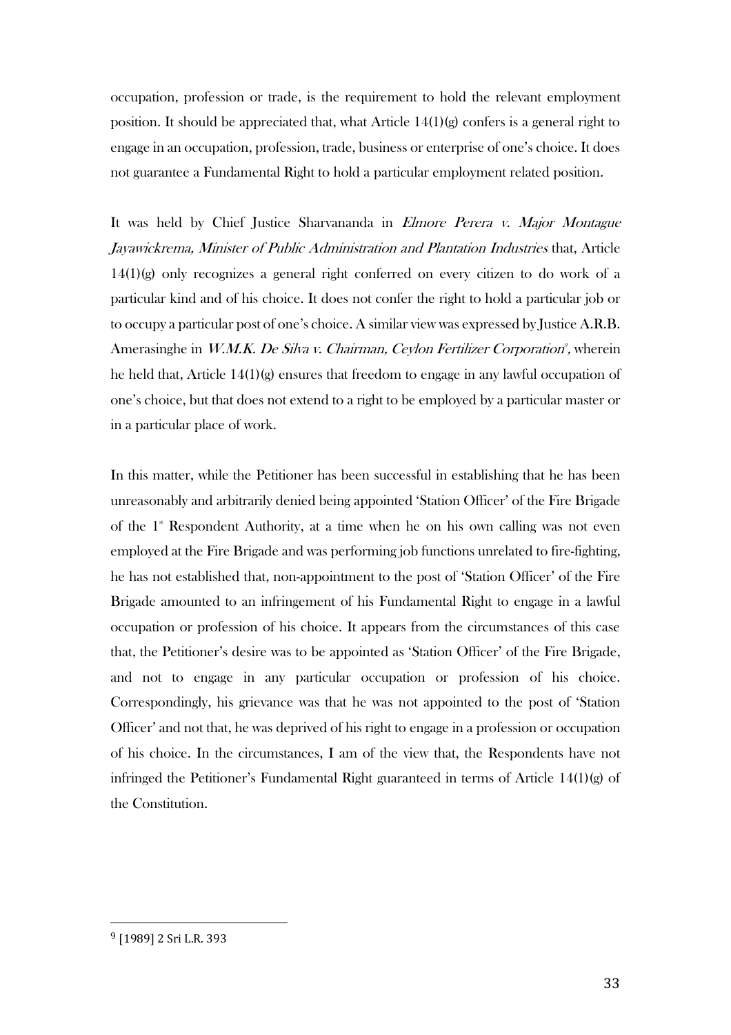occupation, profession or trade, is the requirement to hold the relevant employment position. It should be appreciated that, what Article 14(1)(g) confers is a general right to engage in an occupation, profession, trade, business or enterprise of one's choice. It does not guarantee a Fundamental Right to hold a particular employment related position.

It was held by Chief Justice Sharvananda in *Elmore Perera v. Major Montague Jayawickrema, Minister of Public Administration and Plantation Industries* that, Article 14(1)(g) only recognizes a general right conferred on every citizen to do work of a particular kind and of his choice. It does not confer the right to hold a particular job or to occupy a particular post of one's choice. A similar view was expressed by Justice A.R.B. Amerasinghe in *W.M.K. De Silva v. Chairman, Ceylon Fertilizer Corporation*[9], wherein he held that, Article 14(1)(g) ensures that freedom to engage in any lawful occupation of one's choice, but that does not extend to a right to be employed by a particular master or in a particular place of work.

In this matter, while the Petitioner has been successful in establishing that he has been unreasonably and arbitrarily denied being appointed 'Station Officer' of the Fire Brigade of the 1st Respondent Authority, at a time when he on his own calling was not even employed at the Fire Brigade and was performing job functions unrelated to fire-fighting, he has not established that, non-appointment to the post of 'Station Officer' of the Fire Brigade amounted to an infringement of his Fundamental Right to engage in a lawful occupation or profession of his choice. It appears from the circumstances of this case that, the Petitioner's desire was to be appointed as 'Station Officer' of the Fire Brigade, and not to engage in any particular occupation or profession of his choice. Correspondingly, his grievance was that he was not appointed to the post of 'Station Officer' and not that, he was deprived of his right to engage in a profession or occupation of his choice. In the circumstances, I am of the view that, the Respondents have not infringed the Petitioner's Fundamental Right guaranteed in terms of Article 14(1)(g) of the Constitution.

---

[9] [1989] 2 Sri L.R. 393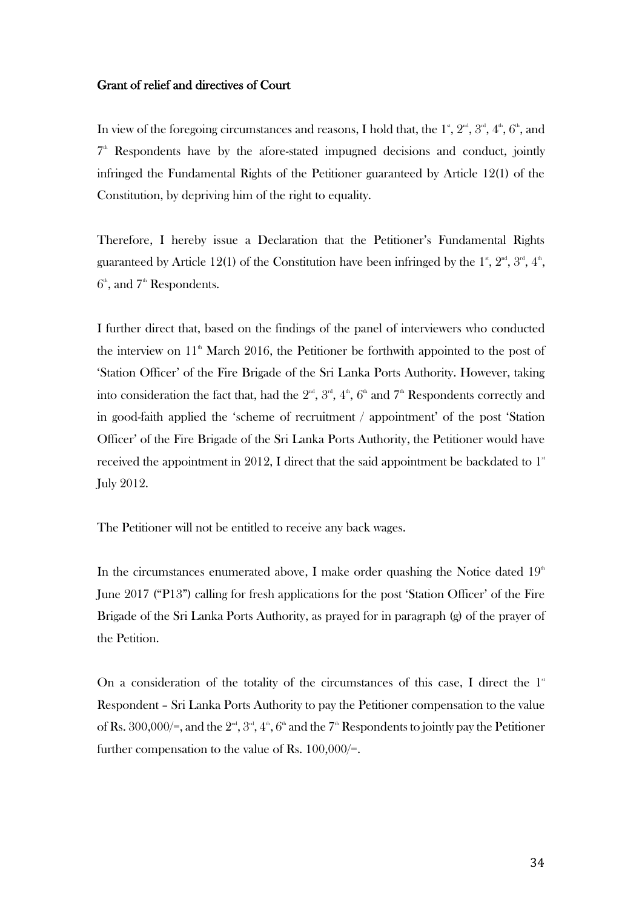**Grant of relief and directives of Court**

In view of the foregoing circumstances and reasons, I hold that, the 1st, 2nd, 3rd, 4th, 6th, and 7th Respondents have by the afore-stated impugned decisions and conduct, jointly infringed the Fundamental Rights of the Petitioner guaranteed by Article 12(1) of the Constitution, by depriving him of the right to equality.

Therefore, I hereby issue a Declaration that the Petitioner's Fundamental Rights guaranteed by Article 12(1) of the Constitution have been infringed by the 1st, 2nd, 3rd, 4th, 6th, and 7th Respondents.

I further direct that, based on the findings of the panel of interviewers who conducted the interview on 11th March 2016, the Petitioner be forthwith appointed to the post of 'Station Officer' of the Fire Brigade of the Sri Lanka Ports Authority. However, taking into consideration the fact that, had the 2nd, 3rd, 4th, 6th and 7th Respondents correctly and in good-faith applied the 'scheme of recruitment / appointment' of the post 'Station Officer' of the Fire Brigade of the Sri Lanka Ports Authority, the Petitioner would have received the appointment in 2012, I direct that the said appointment be backdated to 1st July 2012.

The Petitioner will not be entitled to receive any back wages.

In the circumstances enumerated above, I make order quashing the Notice dated 19th June 2017 ("P13") calling for fresh applications for the post 'Station Officer' of the Fire Brigade of the Sri Lanka Ports Authority, as prayed for in paragraph (g) of the prayer of the Petition.

On a consideration of the totality of the circumstances of this case, I direct the 1st Respondent – Sri Lanka Ports Authority to pay the Petitioner compensation to the value of Rs. 300,000/=, and the 2nd, 3rd, 4th, 6th and the 7th Respondents to jointly pay the Petitioner further compensation to the value of Rs. 100,000/=.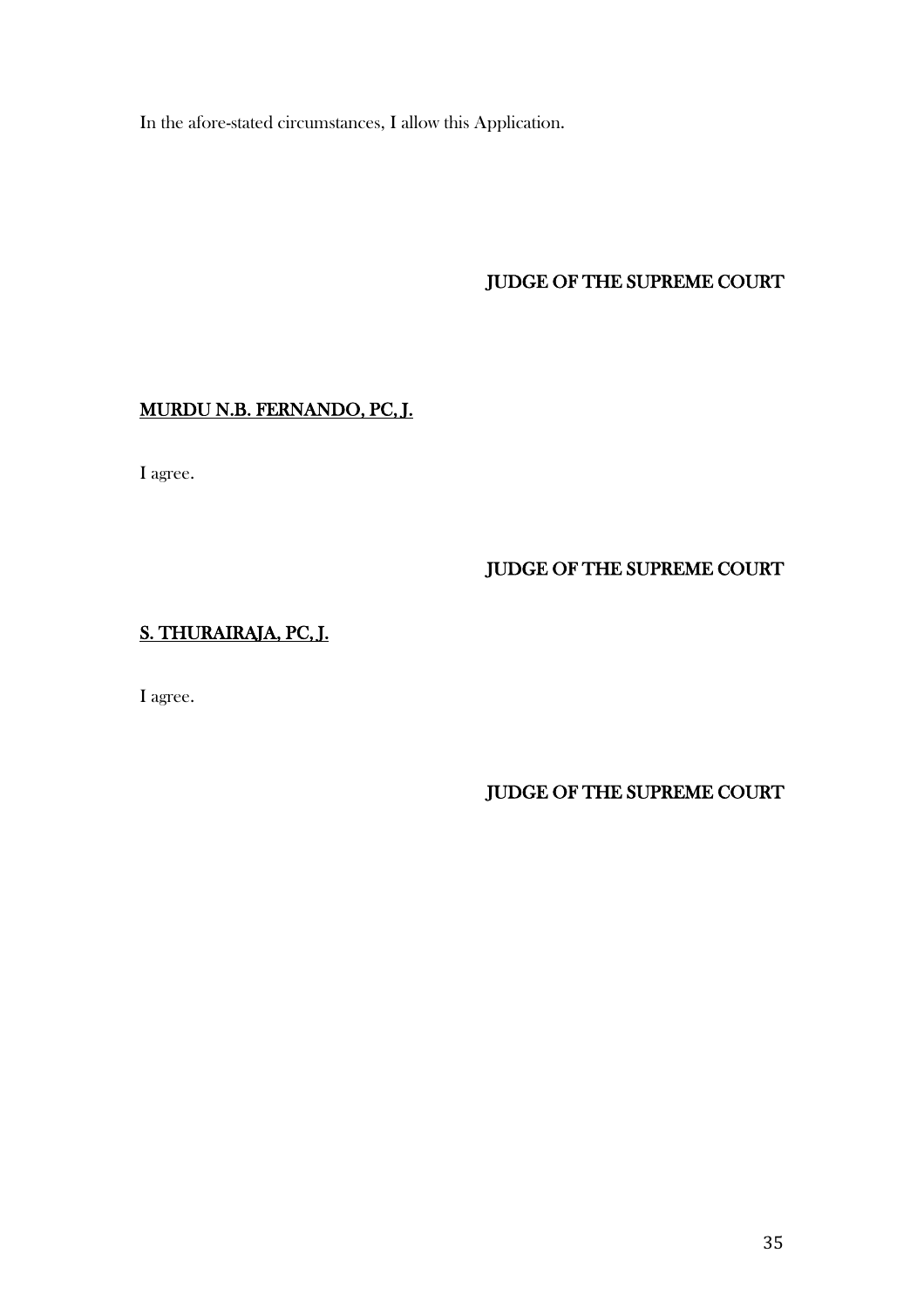In the afore-stated circumstances, I allow this Application.

**JUDGE OF THE SUPREME COURT**

**MURDU N.B. FERNANDO, PC, J.**

I agree.

**JUDGE OF THE SUPREME COURT**

**S. THURAIRAJA, PC, J.**

I agree.

**JUDGE OF THE SUPREME COURT**